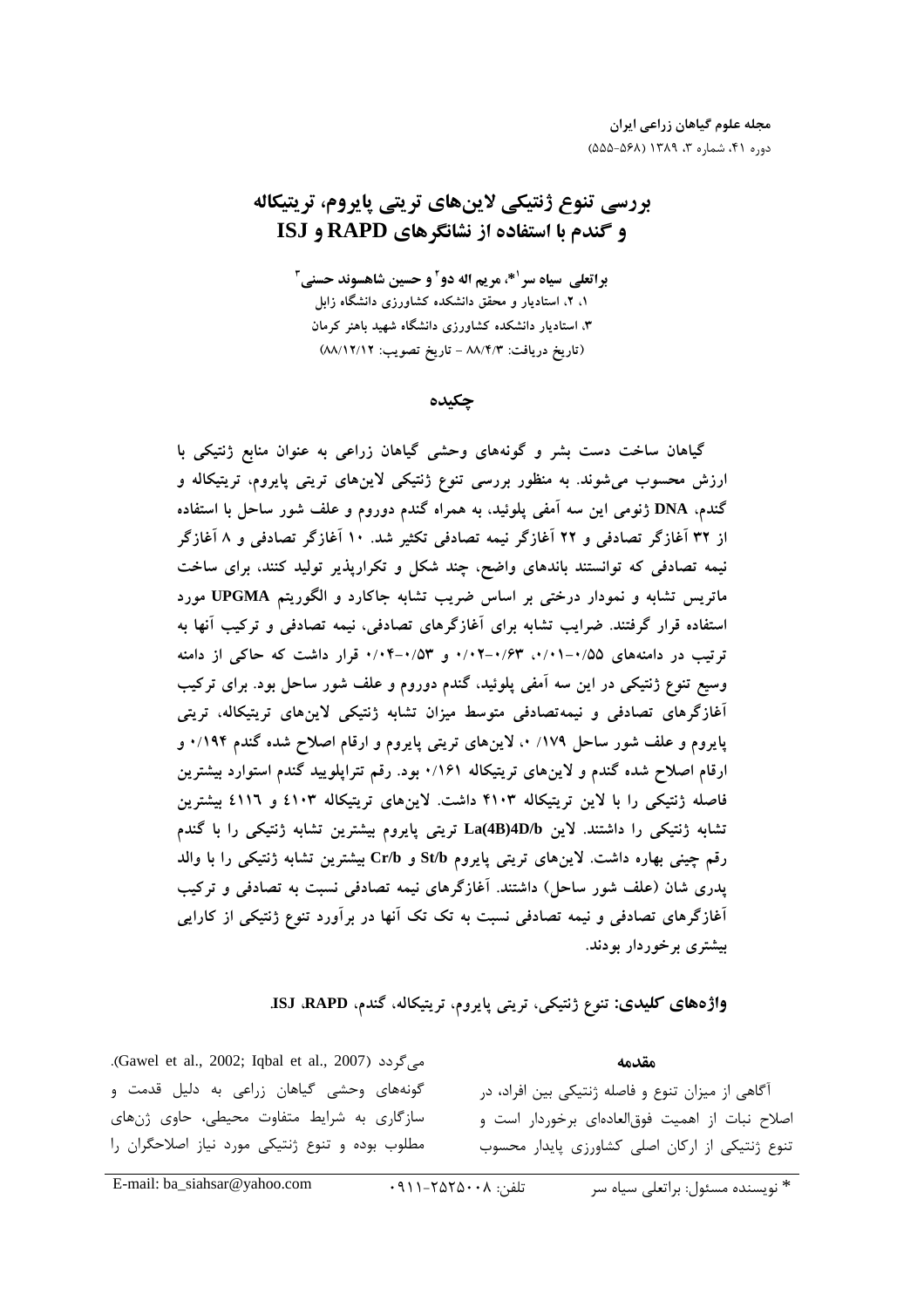# بررسی تنوع ژنتیکی لاین‌های تریتی پایروم، تریتیکاله و گندم با استفاده از نشانگرهای RAPD و ISJ

**براتعلی سیاه سر[1]*، مریم اله دو[2] و حسین شاهسوند حسنی[3]**

۱، ۲، استادیار و محقق دانشکده کشاورزی دانشگاه زابل

۳، استادیار دانشکده کشاورزی دانشگاه شهید باهنر کرمان

(تاریخ دریافت: ۸۸/۴/۳ - تاریخ تصویب: ۸۸/۱۲/۱۲)

## چکیده

گیاهان ساخت دست بشر و گونه‌های وحشی گیاهان زراعی به عنوان منابع ژنتیکی با ارزش محسوب می‌شوند. به منظور بررسی تنوع ژنتیکی لاین‌های تریتی پایروم، تریتیکاله و گندم، DNA ژنومی این سه آمفی پلوئید، به همراه گندم دوروم و علف شور ساحل با استفاده از ۳۲ آغازگر تصادفی و ۲۲ آغازگر نیمه تصادفی تکثیر شد. ۱۰ آغازگر تصادفی و ۸ آغازگر نیمه تصادفی که توانستند باندهای واضح، چند شکل و تکرارپذیر تولید کنند، برای ساخت ماتریس تشابه و نمودار درختی بر اساس ضریب تشابه جاکارد و الگوریتم UPGMA مورد استفاده قرار گرفتند. ضرایب تشابه برای آغازگرهای تصادفی، نیمه تصادفی و ترکیب آنها به ترتیب در دامنه‌های ۰/۵۵-۰/۰۱، ۰/۶۳-۰/۰۲ و ۰/۵۳-۰/۰۴ قرار داشت که حاکی از دامنه وسیع تنوع ژنتیکی در این سه آمفی پلوئید، گندم دوروم و علف شور ساحل بود. برای ترکیب آغازگرهای تصادفی و نیمه‌تصادفی متوسط میزان تشابه ژنتیکی لاین‌های تریتیکاله، تریتی پایروم و علف شور ساحل ۰/۱۷۹، لاین‌های تریتی پایروم و ارقام اصلاح شده گندم ۰/۱۹۴ و ارقام اصلاح شده گندم و لاین‌های تریتیکاله ۰/۱۶۱ بود. رقم تتراپلویید گندم استوارد بیشترین فاصله ژنتیکی را با لاین تریتیکاله ۴۱۰۳ داشت. لاین‌های تریتیکاله ۴۱۰۳ و ٤١١٦ بیشترین تشابه ژنتیکی را داشتند. لاین La(4B)4D/b تریتی پایروم بیشترین تشابه ژنتیکی را با گندم رقم چینی بهاره داشت. لاین‌های تریتی پایروم St/b و Cr/b بیشترین تشابه ژنتیکی را با والد پدری شان (علف شور ساحل) داشتند. آغازگرهای نیمه تصادفی نسبت به تصادفی و ترکیب آغازگرهای تصادفی و نیمه تصادفی نسبت به تک تک آنها در برآورد تنوع ژنتیکی از کارایی بیشتری برخوردار بودند.

**واژه‌های کلیدی:** تنوع ژنتیکی، تریتی پایروم، تریتیکاله، گندم، RAPD، ISJ.

## مقدمه

آگاهی از میزان تنوع و فاصله ژنتیکی بین افراد، در اصلاح نبات از اهمیت فوق‌العاده‌ای برخوردار است و تنوع ژنتیکی از ارکان اصلی کشاورزی پایدار محسوب می‌گردد (Gawel et al., 2002; Iqbal et al., 2007).

گونه‌های وحشی گیاهان زراعی به دلیل قدمت و سازگاری به شرایط محیطی متفاوت، حاوی ژن‌های مطلوب بوده و تنوع ژنتیکی مورد نیاز اصلاحگران را

---

* نویسنده مسئول: براتعلی سیاه سر &nbsp;&nbsp; تلفن: ۰۹۱۱-۲۵۲۵۰۰۸ &nbsp;&nbsp; E-mail: ba_siahsar@yahoo.com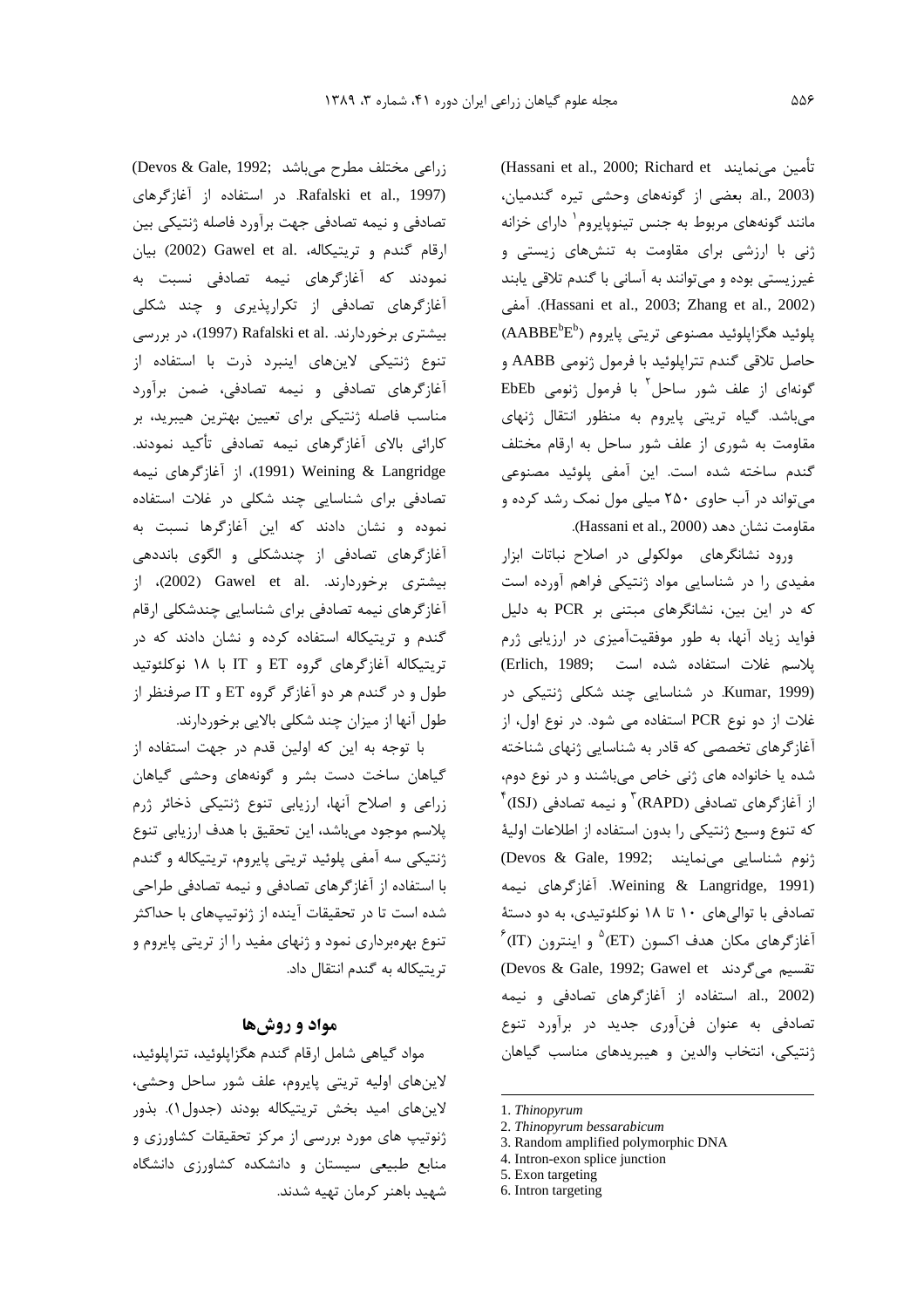تأمین می‌نمایند (Hassani et al., 2000; Richard et al., 2003). بعضی از گونه‌های وحشی تیره گندمیان، مانند گونه‌های مربوط به جنس تینوپایروم[1] دارای خزانه ژنی با ارزشی برای مقاومت به تنش‌های زیستی و غیرزیستی بوده و می‌توانند به آسانی با گندم تلاقی یابند (Hassani et al., 2003; Zhang et al., 2002). آمفی پلوئید هگزاپلوئید مصنوعی تریتی پایروم ($AABBE^bE^b$) حاصل تلاقی گندم تتراپلوئید با فرمول ژنومی AABB و گونه‌ای از علف شور ساحل[2] با فرمول ژنومی EbEb می‌باشد. گیاه تریتی پایروم به منظور انتقال ژن‌های مقاومت به شوری از علف شور ساحل به ارقام مختلف گندم ساخته شده است. این آمفی پلوئید مصنوعی می‌تواند در آب حاوی ۲۵۰ میلی مول نمک رشد کرده و مقاومت نشان دهد (Hassani et al., 2000).

ورود نشانگرهای مولکولی در اصلاح نباتات ابزار مفیدی را در شناسایی مواد ژنتیکی فراهم آورده است که در این بین، نشانگرهای مبتنی بر PCR به دلیل فواید زیاد آنها، به طور موفقیت‌آمیزی در ارزیابی ژرم پلاسم غلات استفاده شده است (Erlich, 1989; Kumar, 1999). در شناسایی چند شکلی ژنتیکی در غلات از دو نوع PCR استفاده می شود. در نوع اول، از آغازگرهای تخصصی که قادر به شناسایی ژن‌های شناخته شده یا خانواده های ژنی خاص می‌باشند و در نوع دوم، از آغازگرهای تصادفی (RAPD)[3] و نیمه تصادفی (ISJ)[4] که تنوع وسیع ژنتیکی را بدون استفاده از اطلاعات اولیهٔ ژنوم شناسایی می‌نمایند (Devos & Gale, 1992; Weining & Langridge, 1991). آغازگرهای نیمه تصادفی با توالی‌های ۱۰ تا ۱۸ نوکلئوتیدی، به دو دستهٔ آغازگرهای مکان هدف اکسون (ET)[5] و اینترون (IT)[6] تقسیم می‌گردند (Devos & Gale, 1992; Gawel et al., 2002). استفاده از آغازگرهای تصادفی و نیمه تصادفی به عنوان فن‌آوری جدید در برآورد تنوع ژنتیکی، انتخاب والدین و هیبریدهای مناسب گیاهان زراعی مختلف مطرح می‌باشد (Devos & Gale, 1992; Rafalski et al., 1997). در استفاده از آغازگرهای تصادفی و نیمه تصادفی جهت برآورد فاصله ژنتیکی بین ارقام گندم و تریتیکاله، .Gawel et al (2002) بیان نمودند که آغازگرهای نیمه تصادفی نسبت به آغازگرهای تصادفی از تکرارپذیری و چند شکلی بیشتری برخوردارند. .Rafalski et al (1997)، در بررسی تنوع ژنتیکی لاین‌های اینبرد ذرت با استفاده از آغازگرهای تصادفی و نیمه تصادفی، ضمن برآورد مناسب فاصله ژنتیکی برای تعیین بهترین هیبرید، بر کارائی بالای آغازگرهای نیمه تصادفی تأکید نمودند. Weining & Langridge (1991)، از آغازگرهای نیمه تصادفی برای شناسایی چند شکلی در غلات استفاده نموده و نشان دادند که این آغازگرها نسبت به آغازگرهای تصادفی از چندشکلی و الگوی بانددهی بیشتری برخوردارند. .Gawel et al (2002)، از آغازگرهای نیمه تصادفی برای شناسایی چندشکلی ارقام گندم و تریتیکاله استفاده کرده و نشان دادند که در تریتیکاله آغازگرهای گروه ET و IT با ۱۸ نوکلئوتید طول و در گندم هر دو آغازگر گروه ET و IT صرفنظر از طول آنها از میزان چند شکلی بالایی برخوردارند.

با توجه به این که اولین قدم در جهت استفاده از گیاهان ساخت دست بشر و گونه‌های وحشی گیاهان زراعی و اصلاح آنها، ارزیابی تنوع ژنتیکی ذخائر ژرم پلاسم موجود می‌باشد، این تحقیق با هدف ارزیابی تنوع ژنتیکی سه آمفی پلوئید تریتی پایروم، تریتیکاله و گندم با استفاده از آغازگرهای تصادفی و نیمه تصادفی طراحی شده است تا در تحقیقات آینده از ژنوتیپ‌های با حداکثر تنوع بهره‌برداری نمود و ژن‌های مفید را از تریتی پایروم و تریتیکاله به گندم انتقال داد.

## مواد و روش‌ها

مواد گیاهی شامل ارقام گندم هگزاپلوئید، تتراپلوئید، لاین‌های اولیه تریتی پایروم، علف شور ساحل وحشی، لاین‌های امید بخش تریتیکاله بودند (جدول۱). بذور ژنوتیپ های مورد بررسی از مرکز تحقیقات کشاورزی و منابع طبیعی سیستان و دانشکده کشاورزی دانشگاه شهید باهنر کرمان تهیه شدند.

---

1. *Thinopyrum*
2. *Thinopyrum bessarabicum*
3. Random amplified polymorphic DNA
4. Intron-exon splice junction
5. Exon targeting
6. Intron targeting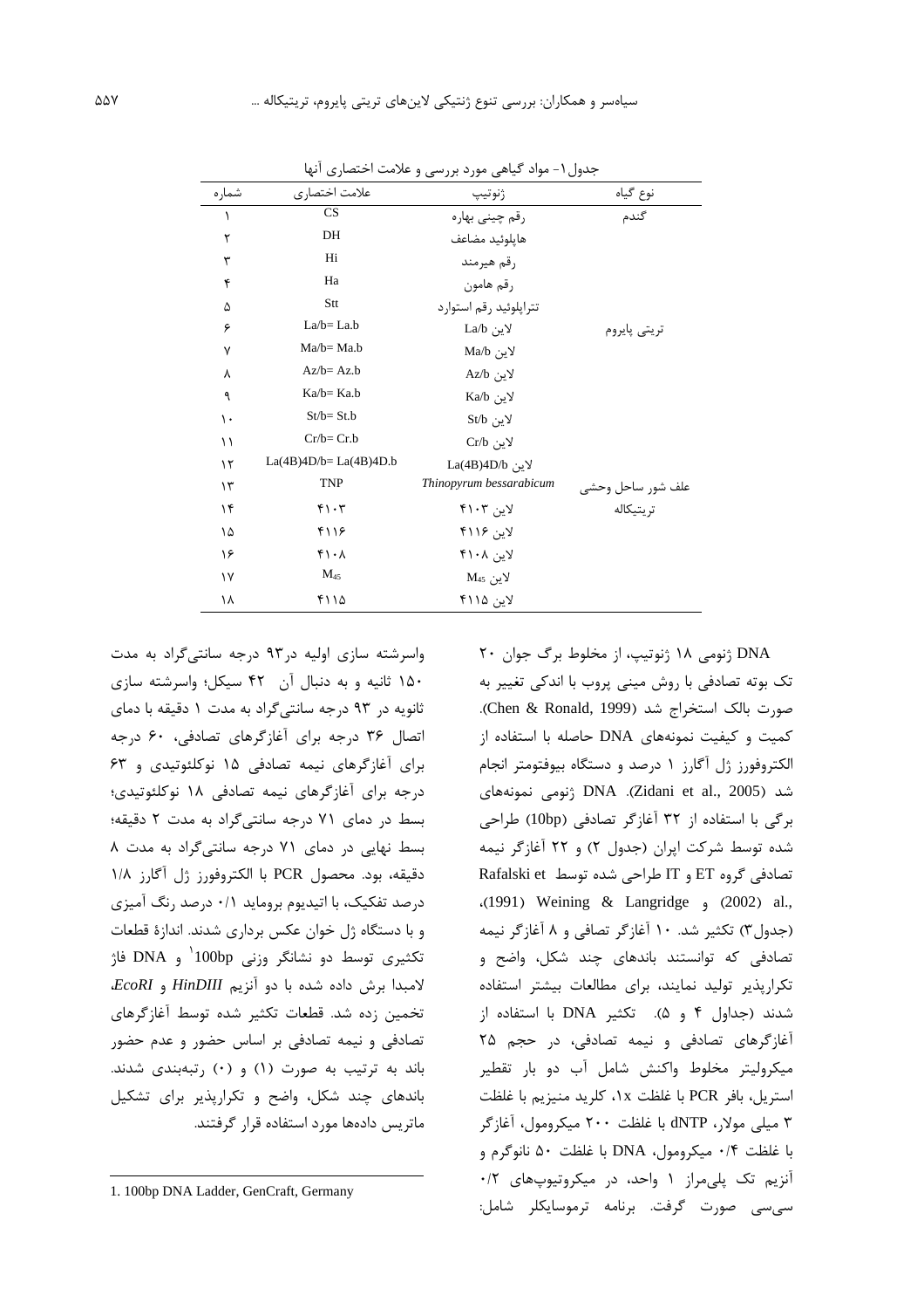جدول۱- مواد گیاهی مورد بررسی و علامت اختصاری آنها

| نوع گیاه | ژنوتیپ | علامت اختصاری | شماره |
|---|---|---|---|
| گندم | رقم چینی بهاره | CS | ۱ |
| | هاپلوئید مضاعف | DH | ۲ |
| | رقم هیرمند | Hi | ۳ |
| | رقم هامون | Ha | ۴ |
| | تتراپلوئید رقم استوارد | Stt | ۵ |
| تریتی پایروم | لاین La/b | La/b= La.b | ۶ |
| | لاین Ma/b | Ma/b= Ma.b | ۷ |
| | لاین Az/b | Az/b= Az.b | ۸ |
| | لاین Ka/b | Ka/b= Ka.b | ۹ |
| | لاین St/b | St/b= St.b | ۱۰ |
| | لاین Cr/b | Cr/b= Cr.b | ۱۱ |
| | لاین La(4B)4D/b | La(4B)4D/b= La(4B)4D.b | ۱۲ |
| علف شور ساحل وحشی | *Thinopyrum bessarabicum* | TNP | ۱۳ |
| تریتیکاله | لاین ۴۱۰۳ | ۴۱۰۳ | ۱۴ |
| | لاین ۴۱۱۶ | ۴۱۱۶ | ۱۵ |
| | لاین ۴۱۰۸ | ۴۱۰۸ | ۱۶ |
| | لاین $M_{45}$ | $M_{45}$ | ۱۷ |
| | لاین ۴۱۱۵ | ۴۱۱۵ | ۱۸ |

DNA ژنومی ۱۸ ژنوتیپ، از مخلوط برگ جوان ۲۰ تک بوته تصادفی با روش مینی پروب با اندکی تغییر به صورت بالک استخراج شد (Chen & Ronald, 1999). کمیت و کیفیت نمونه‌های DNA حاصله با استفاده از الکتروفورز ژل آگارز ۱ درصد و دستگاه بیوفتومتر انجام شد (Zidani et al., 2005). DNA ژنومی نمونه‌های برگی با استفاده از ۳۲ آغازگر تصادفی (10bp) طراحی شده توسط شرکت ایران (جدول ۲) و ۲۲ آغازگر نیمه تصادفی گروه ET و IT طراحی شده توسط Rafalski et al., (2002) و Weining & Langridge (1991)، (جدول۳) تکثیر شد. ۱۰ آغازگر تصافی و ۸ آغازگر نیمه تصادفی که توانستند باندهای چند شکل، واضح و تکرارپذیر تولید نمایند، برای مطالعات بیشتر استفاده شدند (جداول ۴ و ۵). تکثیر DNA با استفاده از آغازگرهای تصادفی و نیمه تصادفی، در حجم ۲۵ میکرولیتر مخلوط واکنش شامل آب دو بار تقطیر استریل، بافر PCR با غلظت 1x، کلرید منیزیم با غلظت ۳ میلی مولار، dNTP با غلظت ۲۰۰ میکرومول، آغازگر با غلظت ۰/۴ میکرومول، DNA با غلظت ۵۰ نانوگرم و آنزیم تک پلی‌مراز ۱ واحد، در میکروتیوپ‌های ۰/۲ سی‌سی صورت گرفت. برنامه ترموسایکلر شامل: واسرشته سازی اولیه در۹۳ درجه سانتی‌گراد به مدت ۱۵۰ ثانیه و به دنبال آن ۴۲ سیکل؛ واسرشته سازی ثانویه در ۹۳ درجه سانتی‌گراد به مدت ۱ دقیقه با دمای اتصال ۳۶ درجه برای آغازگرهای تصادفی، ۶۰ درجه برای آغازگرهای نیمه تصادفی ۱۵ نوکلئوتیدی و ۶۳ درجه برای آغازگرهای نیمه تصادفی ۱۸ نوکلئوتیدی؛ بسط در دمای ۷۱ درجه سانتی‌گراد به مدت ۲ دقیقه؛ بسط نهایی در دمای ۷۱ درجه سانتی‌گراد به مدت ۸ دقیقه، بود. محصول PCR با الکتروفورز ژل آگارز ۱/۸ درصد تفکیک، با اتیدیوم بروماید ۰/۱ درصد رنگ آمیزی و با دستگاه ژل خوان عکس برداری شدند. اندازهٔ قطعات تکثیری توسط دو نشانگر وزنی 100bp[1] و DNA فاژ لامبدا برش داده شده با دو آنزیم *HinDIII* و *EcoRI*، تخمین زده شد. قطعات تکثیر شده توسط آغازگرهای تصادفی و نیمه تصادفی بر اساس حضور و عدم حضور باند به ترتیب به صورت (۱) و (۰) رتبه‌بندی شدند. باندهای چند شکل، واضح و تکرارپذیر برای تشکیل ماتریس داده‌ها مورد استفاده قرار گرفتند.

1. 100bp DNA Ladder, GenCraft, Germany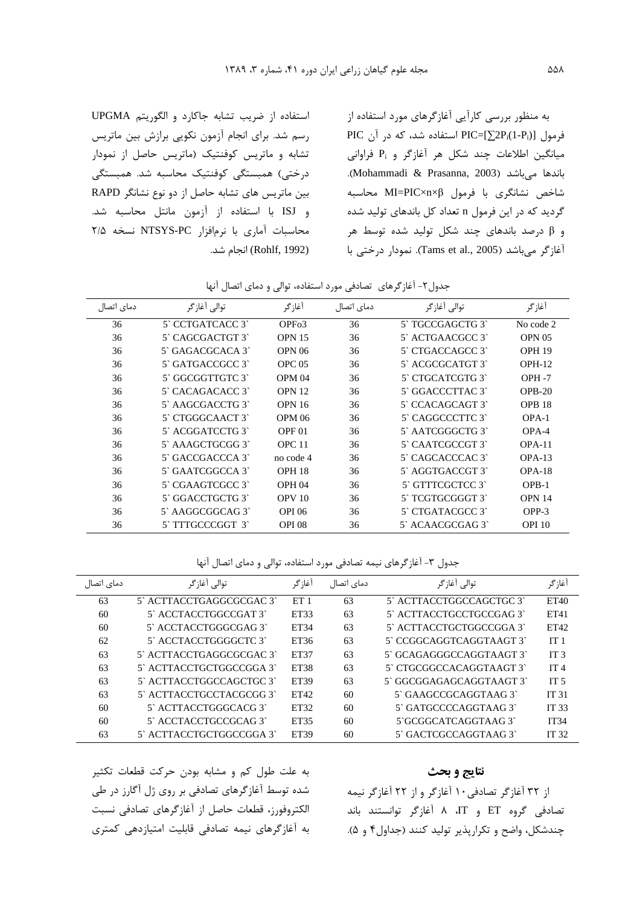به منظور بررسی کارآیی آغازگرهای مورد استفاده از فرمول $PIC=[\sum 2P_i(1-P_i)]$ استفاده شد، که در آن PIC میانگین اطلاعات چند شکل هر آغازگر و $P_i$ فراوانی باندها می‌باشد (Mohammadi & Prasanna, 2003). شاخص نشانگری با فرمول $MI=PIC\times n\times \beta$ محاسبه گردید که در این فرمول n تعداد کل باندهای تولید شده و $\beta$ درصد باندهای چند شکل تولید شده توسط هر آغازگر می‌باشد (Tams et al., 2005). نمودار درختی با استفاده از ضریب تشابه جاکارد و الگوریتم UPGMA رسم شد. برای انجام آزمون نکویی برازش بین ماتریس تشابه و ماتریس کوفنتیک (ماتریس حاصل از نمودار درختی) همبستگی کوفنتیک محاسبه شد. همبستگی بین ماتریس های تشابه حاصل از دو نوع نشانگر RAPD و ISJ با استفاده از آزمون مانتل محاسبه شد. محاسبات آماری با نرم‌افزار NTSYS-PC نسخه ۲/۵ (Rohlf, 1992) انجام شد.

جدول۲- آغازگرهای تصادفی مورد استفاده، توالی و دمای اتصال آنها

| آغازگر | توالی آغازگر | دمای اتصال | آغازگر | توالی آغازگر | دمای اتصال |
|---|---|---|---|---|---|
| No code 2 | 5` TGCCGAGCTG 3` | 36 | OPFo3 | 5` CCTGATCACC 3` | 36 |
| OPN 05 | 5` ACTGAACGCC 3` | 36 | OPN 15 | 5` CAGCGACTGT 3` | 36 |
| OPH 19 | 5` CTGACCAGCC 3` | 36 | OPN 06 | 5` GAGACGCACA 3` | 36 |
| OPH-12 | 5` ACGCGCATGT 3` | 36 | OPC 05 | 5` GATGACCGCC 3` | 36 |
| OPH -7 | 5` CTGCATCGTG 3` | 36 | OPM 04 | 5` GGCGGTTGTC 3` | 36 |
| OPB-20 | 5` GGACCCTTAC 3` | 36 | OPN 12 | 5` CACAGACACC 3` | 36 |
| OPB 18 | 5` CCACAGCAGT 3` | 36 | OPN 16 | 5` AAGCGACCTG 3` | 36 |
| OPA-1 | 5` CAGGCCCTTC 3` | 36 | OPM 06 | 5` CTGGGCAACT 3` | 36 |
| OPA-4 | 5` AATCGGGCTG 3` | 36 | OPF 01 | 5` ACGGATCCTG 3` | 36 |
| OPA-11 | 5` CAATCGCCGT 3` | 36 | OPC 11 | 5` AAAGCTGCGG 3` | 36 |
| OPA-13 | 5` CAGCACCCAC 3` | 36 | no code 4 | 5` GACCGACCCA 3` | 36 |
| OPA-18 | 5` AGGTGACCGT 3` | 36 | OPH 18 | 5` GAATCGGCCA 3` | 36 |
| OPB-1 | 5` GTTTCGCTCC 3` | 36 | OPH 04 | 5` CGAAGTCGCC 3` | 36 |
| OPN 14 | 5` TCGTGCGGGT 3` | 36 | OPV 10 | 5` GGACCTGCTG 3` | 36 |
| OPP-3 | 5` CTGATACGCC 3` | 36 | OPI 06 | 5` AAGGCGGCAG 3` | 36 |
| OPI 10 | 5` ACAACGCGAG 3` | 36 | OPI 08 | 5` TTTGCCCGGT 3` | 36 |

جدول ۳- آغازگرهای نیمه تصادفی مورد استفاده، توالی و دمای اتصال آنها

| آغازگر | توالی آغازگر | دمای اتصال | آغازگر | توالی آغازگر | دمای اتصال |
|---|---|---|---|---|---|
| ET40 | 5` ACTTACCTGGCCAGCTGC 3` | 63 | ET 1 | 5` ACTTACCTGAGGCGCGAC 3` | 63 |
| ET41 | 5` ACTTACCTGCCTGCCGAG 3` | 63 | ET33 | 5` ACCTACCTGGCCGAT 3` | 60 |
| ET42 | 5` ACTTACCTGCTGGCCGGA 3` | 63 | ET34 | 5` ACCTACCTGGGCGAG 3` | 60 |
| IT 1 | 5` CCGGCAGGTCAGGTAAGT 3` | 63 | ET36 | 5` ACCTACCTGGGGCTC 3` | 62 |
| IT 3 | 5` GCAGAGGGCCAGGTAAGT 3` | 63 | ET37 | 5` ACTTACCTGAGGCGCGAC 3` | 63 |
| IT 4 | 5` CTGCGGCCACAGGTAAGT 3` | 63 | ET38 | 5` ACTTACCTGCTGGCCGGA 3` | 63 |
| IT 5 | 5` GGCGGAGAGCAGGTAAGT 3` | 63 | ET39 | 5` ACTTACCTGGCCAGCTGC 3` | 63 |
| IT 31 | 5` GAAGCCGCAGGTAAG 3` | 60 | ET42 | 5` ACTTACCTGCCTACGCGG 3` | 63 |
| IT 33 | 5` GATGCCCCAGGTAAG 3` | 60 | ET32 | 5` ACTTACCTGGGCACG 3` | 60 |
| IT34 | 5`GCGGCATCAGGTAAG 3` | 60 | ET35 | 5` ACCTACCTGCCGCAG 3` | 60 |
| IT 32 | 5` GACTCGCCAGGTAAG 3` | 60 | ET39 | 5` ACTTACCTGCTGGCCGGA 3` | 63 |

## نتایج و بحث

از ۳۲ آغازگر تصادفی ۱۰ آغازگر و از ۲۲ آغازگر نیمه تصادفی گروه ET و IT، ۸ آغازگر توانستند باند چندشکل، واضح و تکرارپذیر تولید کنند (جداول۴ و ۵). به علت طول کم و مشابه بودن حرکت قطعات تکثیر شده توسط آغازگرهای تصادفی بر روی ژل آگارز در طی الکتروفورز، قطعات حاصل از آغازگرهای تصادفی نسبت به آغازگرهای نیمه تصادفی قابلیت امتیازدهی کمتری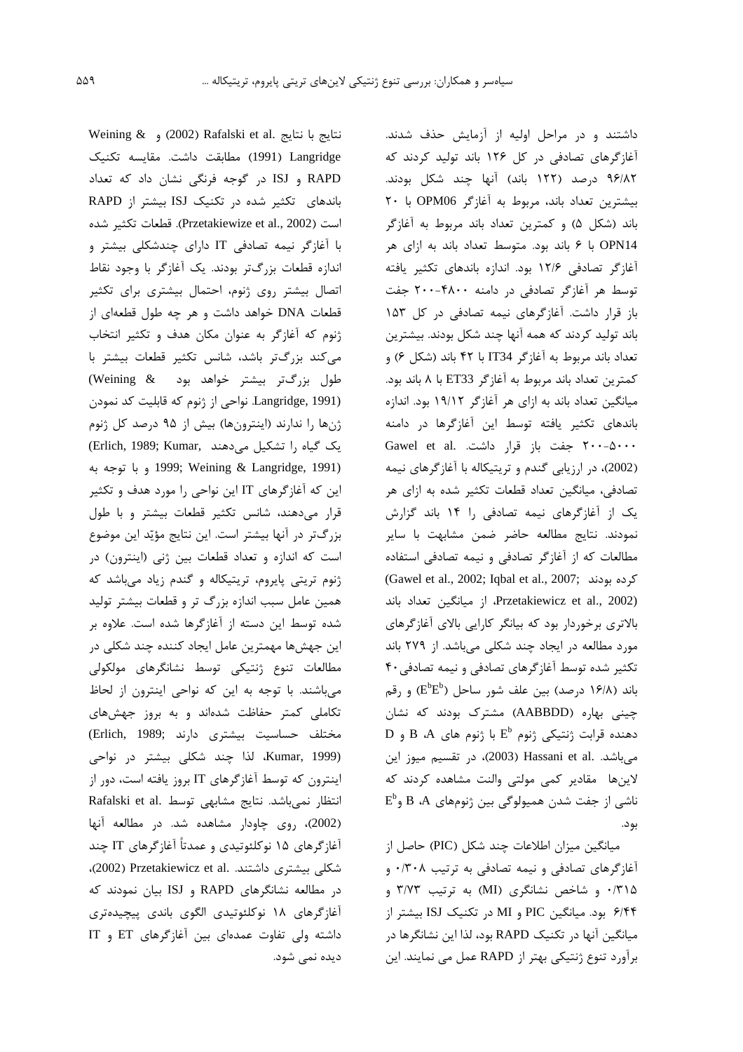داشتند و در مراحل اولیه از آزمایش حذف شدند. آغازگرهای تصادفی در کل ۱۲۶ باند تولید کردند که ۹۶/۸۲ درصد (۱۲۲ باند) آنها چند شکل بودند. بیشترین تعداد باند، مربوط به آغازگر OPM06 با ۲۰ باند (شکل ۵) و کمترین تعداد باند مربوط به آغازگر OPN14 با ۶ باند بود. متوسط تعداد باند به ازای هر آغازگر تصادفی ۱۲/۶ بود. اندازه باندهای تکثیر یافته توسط هر آغازگر تصادفی در دامنه ۴۸۰۰-۲۰۰ جفت باز قرار داشت. آغازگرهای نیمه تصادفی در کل ۱۵۳ باند تولید کردند که همه آنها چند شکل بودند. بیشترین تعداد باند مربوط به آغازگر IT34 با ۴۲ باند (شکل ۶) و کمترین تعداد باند مربوط به آغازگر ET33 با ۸ باند بود. میانگین تعداد باند به ازای هر آغازگر ۱۹/۱۲ بود. اندازه باندهای تکثیر یافته توسط این آغازگرها در دامنه ۵۰۰۰-۲۰۰ جفت باز قرار داشت. Gawel et al. (2002)، در ارزیابی گندم و تریتیکاله با آغازگرهای نیمه تصادفی، میانگین تعداد قطعات تکثیر شده به ازای هر یک از آغازگرهای نیمه تصادفی را ۱۴ باند گزارش نمودند. نتایج مطالعه حاضر ضمن مشابهت با سایر مطالعات که از آغازگر تصادفی و نیمه تصادفی استفاده کرده بودند (Gawel et al., 2002; Iqbal et al., 2007; Przetakiewicz et al., 2002)، از میانگین تعداد باند بالاتری برخوردار بود که بیانگر کارایی بالای آغازگرهای مورد مطالعه در ایجاد چند شکلی می‌باشد. از ۲۷۹ باند تکثیر شده توسط آغازگرهای تصادفی و نیمه تصادفی ۴۰ باند (۱۶/۸ درصد) بین علف شور ساحل ($E^bE^b$) و رقم چینی بهاره (AABBDD) مشترک بودند که نشان دهنده قرابت ژنتیکی ژنوم $E^b$ با ژنوم های A، B و D می‌باشد. Hassani et al. (2003)، در تقسیم میوز این لاین‌ها مقادیر کمی مولتی والنت مشاهده کردند که ناشی از جفت شدن همیولوگی بین ژنوم‌های A، B و $E^b$ بود.

میانگین میزان اطلاعات چند شکل (PIC) حاصل از آغازگرهای تصادفی و نیمه تصادفی به ترتیب ۰/۳۰۸ و ۰/۳۱۵ و شاخص نشانگری (MI) به ترتیب ۳/۷۳ و ۶/۴۴ بود. میانگین PIC و MI در تکنیک ISJ بیشتر از میانگین آنها در تکنیک RAPD بود، لذا این نشانگرها در برآورد تنوع ژنتیکی بهتر از RAPD عمل می نمایند. این نتایج با نتایج Rafalski et al. (2002) و Weining & Langridge (1991) مطابقت داشت. مقایسه تکنیک RAPD و ISJ در گوجه فرنگی نشان داد که تعداد باندهای تکثیر شده در تکنیک ISJ بیشتر از RAPD است (Przetakiewize et al., 2002). قطعات تکثیر شده با آغازگر نیمه تصادفی IT دارای چندشکلی بیشتر و اندازه قطعات بزرگ‌تر بودند. یک آغازگر با وجود نقاط اتصال بیشتر روی ژنوم، احتمال بیشتری برای تکثیر قطعات DNA خواهد داشت و هر چه طول قطعه‌ای از ژنوم که آغازگر به عنوان مکان هدف و تکثیر انتخاب می‌کند بزرگ‌تر باشد، شانس تکثیر قطعات بیشتر با طول بزرگ‌تر بیشتر خواهد بود (Weining & Langridge, 1991). نواحی از ژنوم که قابلیت کد نمودن ژن‌ها را ندارند (اینترون‌ها) بیش از ۹۵ درصد کل ژنوم یک گیاه را تشکیل می‌دهند (Erlich, 1989; Kumar, 1999; Weining & Langridge, 1991) و با توجه به این که آغازگرهای IT این نواحی را مورد هدف و تکثیر قرار می‌دهند، شانس تکثیر قطعات بیشتر و با طول بزرگ‌تر در آنها بیشتر است. این نتایج مؤیّد این موضوع است که اندازه و تعداد قطعات بین ژنی (اینترون) در ژنوم تریتی پایروم، تریتیکاله و گندم زیاد می‌باشد که همین عامل سبب اندازه بزرگ تر و قطعات بیشتر تولید شده توسط این دسته از آغازگرها شده است. علاوه بر این جهش‌ها مهمترین عامل ایجاد کننده چند شکلی در مطالعات تنوع ژنتیکی توسط نشانگرهای مولکولی می‌باشند. با توجه به این که نواحی اینترون از لحاظ تکاملی کمتر حفاظت شده‌اند و به بروز جهش‌های مختلف حساسیت بیشتری دارند (Erlich, 1989; Kumar, 1999)، لذا چند شکلی بیشتر در نواحی اینترون که توسط آغازگرهای IT بروز یافته است، دور از انتظار نمی‌باشد. نتایج مشابهی توسط Rafalski et al. (2002)، روی چاودار مشاهده شد. در مطالعه آنها آغازگرهای ۱۵ نوکلئوتیدی و عمدتاً آغازگرهای IT چند شکلی بیشتری داشتند. Przetakiewicz et al. (2002)، در مطالعه نشانگرهای RAPD و ISJ بیان نمودند که آغازگرهای ۱۸ نوکلئوتیدی الگوی باندی پیچیده‌تری داشته ولی تفاوت عمده‌ای بین آغازگرهای ET و IT دیده نمی شود.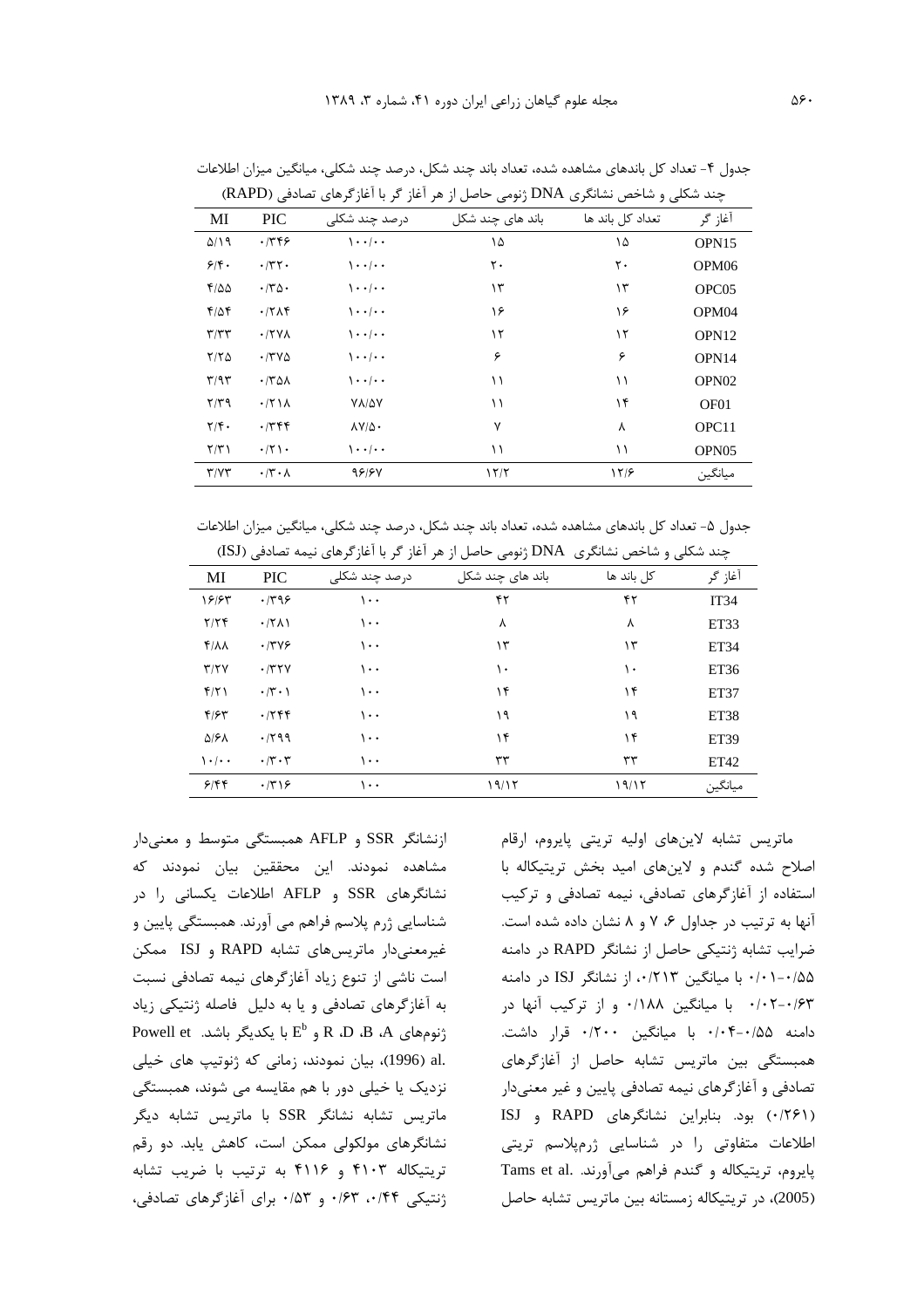جدول ۴- تعداد کل باندهای مشاهده شده، تعداد باند چند شکل، درصد چند شکلی، میانگین میزان اطلاعات چند شکلی و شاخص نشانگری DNA ژنومی حاصل از هر آغاز گر با آغازگرهای تصادفی (RAPD)

| آغاز گر | تعداد کل باند ها | باند های چند شکل | درصد چند شکلی | PIC | MI |
|---|---|---|---|---|---|
| OPN15 | ۱۵ | ۱۵ | ۱۰۰/۰۰ | ۰/۳۴۶ | ۵/۱۹ |
| OPM06 | ۲۰ | ۲۰ | ۱۰۰/۰۰ | ۰/۳۲۰ | ۶/۴۰ |
| OPC05 | ۱۳ | ۱۳ | ۱۰۰/۰۰ | ۰/۳۵۰ | ۴/۵۵ |
| OPM04 | ۱۶ | ۱۶ | ۱۰۰/۰۰ | ۰/۲۸۴ | ۴/۵۴ |
| OPN12 | ۱۲ | ۱۲ | ۱۰۰/۰۰ | ۰/۲۷۸ | ۳/۳۳ |
| OPN14 | ۶ | ۶ | ۱۰۰/۰۰ | ۰/۳۷۵ | ۲/۲۵ |
| OPN02 | ۱۱ | ۱۱ | ۱۰۰/۰۰ | ۰/۳۵۸ | ۳/۹۳ |
| OF01 | ۱۴ | ۱۱ | ۷۸/۵۷ | ۰/۲۱۸ | ۲/۳۹ |
| OPC11 | ۸ | ۷ | ۸۷/۵۰ | ۰/۳۴۴ | ۲/۴۰ |
| OPN05 | ۱۱ | ۱۱ | ۱۰۰/۰۰ | ۰/۲۱۰ | ۲/۳۱ |
| میانگین | ۱۲/۶ | ۱۲/۲ | ۹۶/۶۷ | ۰/۳۰۸ | ۳/۷۳ |

جدول ۵- تعداد کل باندهای مشاهده شده، تعداد باند چند شکل، درصد چند شکلی، میانگین میزان اطلاعات چند شکلی و شاخص نشانگری DNA ژنومی حاصل از هر آغاز گر با آغازگرهای نیمه تصادفی (ISJ)

| آغاز گر | کل باند ها | باند های چند شکل | درصد چند شکلی | PIC | MI |
|---|---|---|---|---|---|
| IT34 | ۴۲ | ۴۲ | ۱۰۰ | ۰/۳۹۶ | ۱۶/۶۳ |
| ET33 | ۸ | ۸ | ۱۰۰ | ۰/۲۸۱ | ۲/۲۴ |
| ET34 | ۱۳ | ۱۳ | ۱۰۰ | ۰/۳۷۶ | ۴/۸۸ |
| ET36 | ۱۰ | ۱۰ | ۱۰۰ | ۰/۳۲۷ | ۳/۲۷ |
| ET37 | ۱۴ | ۱۴ | ۱۰۰ | ۰/۳۰۱ | ۴/۲۱ |
| ET38 | ۱۹ | ۱۹ | ۱۰۰ | ۰/۲۴۴ | ۴/۶۳ |
| ET39 | ۱۴ | ۱۴ | ۱۰۰ | ۰/۲۹۹ | ۵/۶۸ |
| ET42 | ۳۳ | ۳۳ | ۱۰۰ | ۰/۳۰۳ | ۱۰/۰۰ |
| میانگین | ۱۹/۱۲ | ۱۹/۱۲ | ۱۰۰ | ۰/۳۱۶ | ۶/۴۴ |

ماتریس تشابه لاین‌های اولیه تریتی پایروم، ارقام اصلاح شده گندم و لاین‌های امید بخش تریتیکاله با استفاده از آغازگرهای تصادفی، نیمه تصادفی و ترکیب آنها به ترتیب در جداول ۶، ۷ و ۸ نشان داده شده است. ضرایب تشابه ژنتیکی حاصل از نشانگر RAPD در دامنه ۰/۵۵-۰/۰۱ با میانگین ۰/۲۱۳، از نشانگر ISJ در دامنه ۰/۶۳-۰/۰۲ با میانگین ۰/۱۸۸ و از ترکیب آنها در دامنه ۰/۵۵-۰/۰۴ با میانگین ۰/۲۰۰ قرار داشت. همبستگی بین ماتریس تشابه حاصل از آغازگرهای تصادفی و آغازگرهای نیمه تصادفی پایین و غیر معنی‌دار (۰/۲۶۱) بود. بنابراین نشانگرهای RAPD و ISJ اطلاعات متفاوتی را در شناسایی ژرم‌پلاسم تریتی پایروم، تریتیکاله و گندم فراهم می‌آورند. Tams et al. (2005)، در تریتیکاله زمستانه بین ماتریس تشابه حاصل ازنشانگر SSR و AFLP همبستگی متوسط و معنی‌دار مشاهده نمودند. این محققین بیان نمودند که نشانگرهای SSR و AFLP اطلاعات یکسانی را در شناسایی ژرم پلاسم فراهم می آورند. همبستگی پایین و غیرمعنی‌دار ماتریس‌های تشابه RAPD و ISJ ممکن است ناشی از تنوع زیاد آغازگرهای نیمه تصادفی نسبت به آغازگرهای تصادفی و یا به دلیل فاصله ژنتیکی زیاد ژنوم‌های A، B، D، R و $E^b$ با یکدیگر باشد. Powell et al. (1996)، بیان نمودند، زمانی که ژنوتیپ های خیلی نزدیک یا خیلی دور با هم مقایسه می شوند، همبستگی ماتریس تشابه نشانگر SSR با ماتریس تشابه دیگر نشانگرهای مولکولی ممکن است، کاهش یابد. دو رقم تریتیکاله ۴۱۰۳ و ۴۱۱۶ به ترتیب با ضریب تشابه ژنتیکی ۰/۴۴، ۰/۶۳ و ۰/۵۳ برای آغازگرهای تصادفی،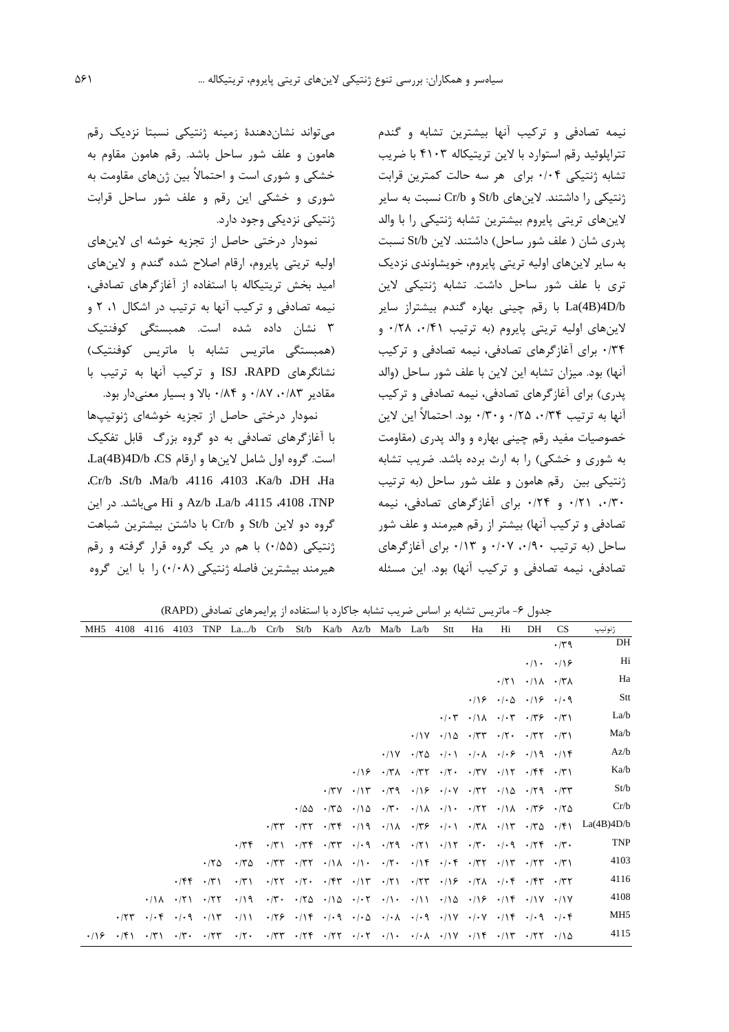نیمه تصادفی و ترکیب آنها بیشترین تشابه و گندم تتراپلوئید رقم استوارد با لاین تریتیکاله ۴۱۰۳ با ضریب تشابه ژنتیکی ۰/۰۴ برای هر سه حالت کمترین قرابت ژنتیکی را داشتند. لاین‌های St/b و Cr/b نسبت به سایر لاین‌های تریتی پایروم بیشترین تشابه ژنتیکی را با والد پدری شان ( علف شور ساحل) داشتند. لاین St/b نسبت به سایر لاین‌های اولیه تریتی پایروم، خویشاوندی نزدیک تری با علف شور ساحل داشت. تشابه ژنتیکی لاین La(4B)4D/b با رقم چینی بهاره گندم بیشتراز سایر لاین‌های اولیه تریتی پایروم (به ترتیب ۰/۴۱، ۰/۲۸ و ۰/۳۴ برای آغازگرهای تصادفی، نیمه تصادفی و ترکیب آنها) بود. میزان تشابه این لاین با علف شور ساحل (والد پدری) برای آغازگرهای تصادفی، نیمه تصادفی و ترکیب آنها به ترتیب ۰/۳۴، ۰/۲۵ و۰/۳۰ بود. احتمالاً این لاین خصوصیات مفید رقم چینی بهاره و والد پدری (مقاومت به شوری و خشکی) را به ارث برده باشد. ضریب تشابه ژنتیکی بین رقم هامون و علف شور ساحل (به ترتیب ۰/۳۰، ۰/۲۱ و ۰/۲۴ برای آغازگرهای تصادفی، نیمه تصادفی و ترکیب آنها) بیشتر از رقم هیرمند و علف شور ساحل (به ترتیب ۰/۹۰، ۰/۰۷ و ۰/۱۳ برای آغازگرهای تصادفی، نیمه تصادفی و ترکیب آنها) بود. این مسئله می‌تواند نشان‌دهندهٔ زمینه ژنتیکی نسبتا نزدیک رقم هامون و علف شور ساحل باشد. رقم هامون مقاوم به خشکی و شوری است و احتمالاً بین ژن‌های مقاومت به شوری و خشکی این رقم و علف شور ساحل قرابت ژنتیکی نزدیکی وجود دارد.

نمودار درختی حاصل از تجزیه خوشه ای لاین‌های اولیه تریتی پایروم، ارقام اصلاح شده گندم و لاین‌های امید بخش تریتیکاله با استفاده از آغازگرهای تصادفی، نیمه تصادفی و ترکیب آنها به ترتیب در اشکال ۱، ۲ و ۳ نشان داده شده است. همبستگی کوفنتیک (همبستگی ماتریس تشابه با ماتریس کوفنتیک) نشانگرهای ISJ ،RAPD و ترکیب آنها به ترتیب با مقادیر ۰/۸۳، ۰/۸۷ و ۰/۸۴ بالا و بسیار معنی‌دار بود.

نمودار درختی حاصل از تجزیه خوشه‌ای ژنوتیپ‌ها با آغازگرهای تصادفی به دو گروه بزرگ قابل تفکیک است. گروه اول شامل لاین‌ها و ارقام La(4B)4D/b ،CS، Cr/b ،St/b ،Ma/b ،4116 ،4103 ،Ka/b ،DH ،Ha، TNP، 4108، 4115، La/b، Az/b و Hi می‌باشد. در این گروه دو لاین St/b و Cr/b با داشتن بیشترین شباهت ژنتیکی (۰/۵۵) با هم در یک گروه قرار گرفته و رقم هیرمند بیشترین فاصله ژنتیکی (۰/۰۸) را با این گروه

جدول ۶- ماتریس تشابه بر اساس ضریب تشابه جاکارد با استفاده از پرایمرهای تصادفی (RAPD)

| ژنوتیپ | CS | DH | Hi | Ha | Stt | La/b | Ma/b | Az/b | Ka/b | St/b | Cr/b | La.../b | TNP | 4103 | 4116 | 4108 | MH5 |
|---|---|---|---|---|---|---|---|---|---|---|---|---|---|---|---|---|---|
| DH | ۰/۳۹ | | | | | | | | | | | | | | | | |
| Hi | ۰/۱۶ | ۰/۱۰ | | | | | | | | | | | | | | | |
| Ha | ۰/۳۸ | ۰/۱۸ | ۰/۲۱ | | | | | | | | | | | | | | |
| Stt | ۰/۰۹ | ۰/۱۶ | ۰/۰۵ | ۰/۱۶ | | | | | | | | | | | | | |
| La/b | ۰/۳۱ | ۰/۳۶ | ۰/۰۳ | ۰/۱۸ | ۰/۰۳ | | | | | | | | | | | | |
| Ma/b | ۰/۳۱ | ۰/۳۲ | ۰/۲۰ | ۰/۳۳ | ۰/۱۵ | ۰/۱۷ | | | | | | | | | | | |
| Az/b | ۰/۱۴ | ۰/۱۹ | ۰/۰۶ | ۰/۰۸ | ۰/۱۰ | ۰/۲۵ | ۰/۱۷ | | | | | | | | | | |
| Ka/b | ۰/۳۱ | ۰/۴۴ | ۰/۱۲ | ۰/۳۷ | ۰/۲۰ | ۰/۳۲ | ۰/۳۸ | ۰/۱۶ | | | | | | | | | |
| St/b | ۰/۳۳ | ۰/۲۹ | ۰/۱۵ | ۰/۳۲ | ۰/۰۷ | ۰/۱۶ | ۰/۳۹ | ۰/۱۳ | ۰/۳۷ | | | | | | | | |
| Cr/b | ۰/۲۵ | ۰/۳۶ | ۰/۱۸ | ۰/۲۲ | ۰/۱۰ | ۰/۱۸ | ۰/۳۰ | ۰/۱۵ | ۰/۳۵ | ۰/۵۵ | | | | | | | |
| La(4B)4D/b | ۰/۴۱ | ۰/۳۵ | ۰/۱۳ | ۰/۳۸ | ۰/۰۱ | ۰/۳۶ | ۰/۱۸ | ۰/۱۹ | ۰/۳۴ | ۰/۳۲ | ۰/۳۳ | | | | | | |
| TNP | ۰/۳۰ | ۰/۲۴ | ۰/۰۹ | ۰/۳۰ | ۰/۱۲ | ۰/۲۱ | ۰/۲۹ | ۰/۰۹ | ۰/۳۳ | ۰/۳۴ | ۰/۳۱ | ۰/۳۴ | | | | | |
| 4103 | ۰/۳۱ | ۰/۲۳ | ۰/۱۳ | ۰/۳۲ | ۰/۰۴ | ۰/۱۴ | ۰/۲۰ | ۰/۱۰ | ۰/۱۸ | ۰/۳۲ | ۰/۳۳ | ۰/۳۵ | ۰/۲۵ | | | | |
| 4116 | ۰/۳۲ | ۰/۴۳ | ۰/۰۴ | ۰/۲۸ | ۰/۱۶ | ۰/۲۳ | ۰/۲۱ | ۰/۱۳ | ۰/۴۳ | ۰/۲۰ | ۰/۲۲ | ۰/۳۱ | ۰/۳۱ | ۰/۴۴ | | | |
| 4108 | ۰/۱۷ | ۰/۱۷ | ۰/۱۴ | ۰/۱۶ | ۰/۱۵ | ۰/۱۱ | ۰/۱۰ | ۰/۰۲ | ۰/۱۵ | ۰/۲۵ | ۰/۳۰ | ۰/۱۹ | ۰/۲۲ | ۰/۲۱ | ۰/۱۸ | | |
| MH5 | ۰/۰۴ | ۰/۰۹ | ۰/۱۴ | ۰/۰۷ | ۰/۱۷ | ۰/۰۹ | ۰/۰۸ | ۰/۰۵ | ۰/۰۹ | ۰/۱۴ | ۰/۲۶ | ۰/۱۱ | ۰/۱۳ | ۰/۰۹ | ۰/۰۴ | ۰/۲۳ | |
| 4115 | ۰/۱۵ | ۰/۲۲ | ۰/۱۳ | ۰/۱۴ | ۰/۱۷ | ۰/۰۸ | ۰/۱۰ | ۰/۰۲ | ۰/۲۲ | ۰/۲۴ | ۰/۳۳ | ۰/۲۰ | ۰/۲۳ | ۰/۳۰ | ۰/۳۱ | ۰/۴۱ | ۰/۱۶ |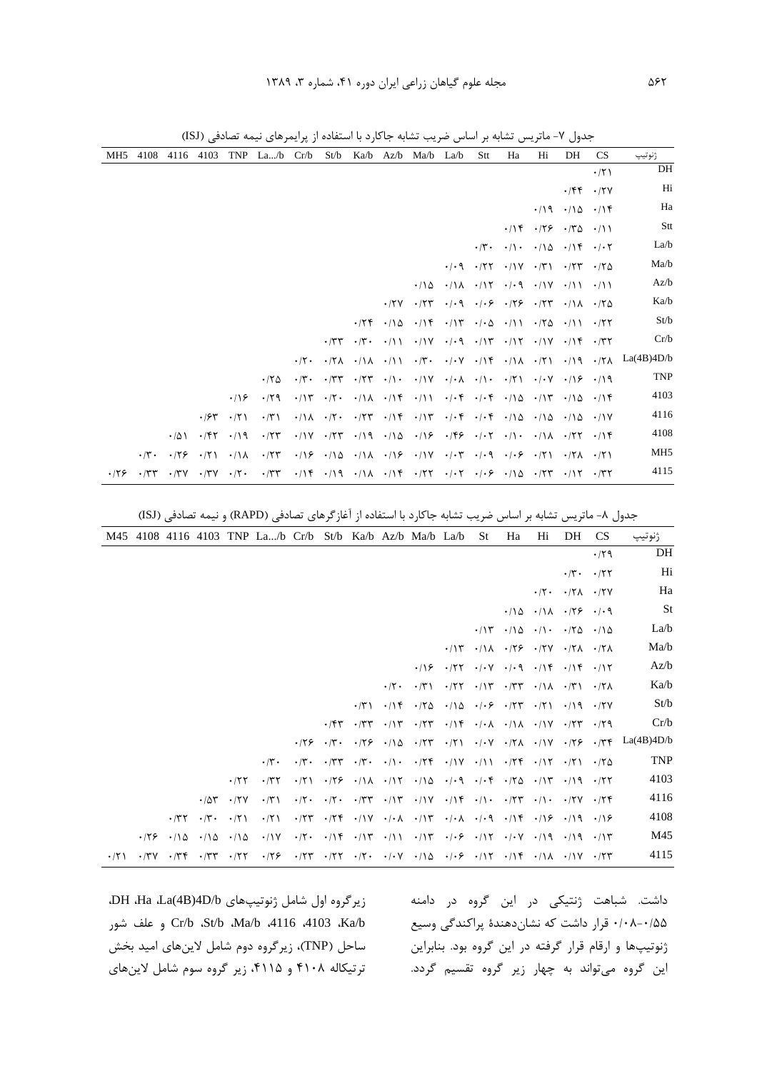جدول ۷- ماتریس تشابه بر اساس ضریب تشابه جاکارد با استفاده از پرایمرهای نیمه تصادفی (ISJ)

| ژنوتیپ | CS | DH | Hi | Ha | Stt | La/b | Ma/b | Az/b | Ka/b | St/b | Cr/b | La.../b | TNP | 4103 | 4116 | 4108 | MH5 |
|---|---|---|---|---|---|---|---|---|---|---|---|---|---|---|---|---|---|
| DH | ۰/۲۱ | | | | | | | | | | | | | | | | |
| Hi | ۰/۲۷ | ۰/۴۴ | | | | | | | | | | | | | | | |
| Ha | ۰/۱۴ | ۰/۱۵ | ۰/۱۹ | | | | | | | | | | | | | | |
| Stt | ۰/۱۱ | ۰/۳۵ | ۰/۲۶ | ۰/۱۴ | | | | | | | | | | | | | |
| La/b | ۰/۰۲ | ۰/۱۴ | ۰/۱۵ | ۰/۱۰ | ۰/۳۰ | | | | | | | | | | | | |
| Ma/b | ۰/۲۵ | ۰/۲۳ | ۰/۳۱ | ۰/۱۷ | ۰/۲۲ | ۰/۰۹ | | | | | | | | | | | |
| Az/b | ۰/۱۱ | ۰/۱۱ | ۰/۱۷ | ۰/۰۹ | ۰/۱۲ | ۰/۱۸ | ۰/۱۵ | | | | | | | | | | |
| Ka/b | ۰/۲۵ | ۰/۱۸ | ۰/۲۳ | ۰/۲۶ | ۰/۰۶ | ۰/۰۹ | ۰/۲۳ | ۰/۲۷ | | | | | | | | | |
| St/b | ۰/۲۲ | ۰/۱۱ | ۰/۲۵ | ۰/۱۱ | ۰/۰۵ | ۰/۱۳ | ۰/۱۴ | ۰/۱۵ | ۰/۲۴ | | | | | | | | |
| Cr/b | ۰/۳۲ | ۰/۱۴ | ۰/۱۷ | ۰/۱۲ | ۰/۱۳ | ۰/۰۹ | ۰/۱۷ | ۰/۱۱ | ۰/۳۰ | ۰/۳۳ | | | | | | | |
| La(4B)4D/b | ۰/۲۸ | ۰/۱۹ | ۰/۲۱ | ۰/۱۸ | ۰/۱۴ | ۰/۰۷ | ۰/۳۰ | ۰/۱۱ | ۰/۱۸ | ۰/۲۸ | ۰/۲۰ | | | | | | |
| TNP | ۰/۱۹ | ۰/۱۶ | ۰/۰۷ | ۰/۲۱ | ۰/۱۰ | ۰/۰۸ | ۰/۱۷ | ۰/۱۰ | ۰/۲۳ | ۰/۳۳ | ۰/۳۰ | ۰/۲۵ | | | | | |
| 4103 | ۰/۱۴ | ۰/۱۵ | ۰/۱۳ | ۰/۱۵ | ۰/۰۴ | ۰/۰۴ | ۰/۱۱ | ۰/۱۴ | ۰/۱۸ | ۰/۲۰ | ۰/۱۳ | ۰/۲۹ | ۰/۱۶ | | | | |
| 4116 | ۰/۱۷ | ۰/۱۵ | ۰/۱۵ | ۰/۱۵ | ۰/۰۴ | ۰/۰۴ | ۰/۱۳ | ۰/۱۴ | ۰/۲۳ | ۰/۲۰ | ۰/۱۸ | ۰/۳۱ | ۰/۲۱ | ۰/۶۳ | | | |
| 4108 | ۰/۱۴ | ۰/۲۲ | ۰/۱۸ | ۰/۱۰ | ۰/۰۲ | ۰/۴۶ | ۰/۱۶ | ۰/۱۵ | ۰/۱۹ | ۰/۲۳ | ۰/۱۷ | ۰/۲۳ | ۰/۱۹ | ۰/۴۲ | ۰/۵۱ | | |
| MH5 | ۰/۲۱ | ۰/۲۸ | ۰/۲۱ | ۰/۰۶ | ۰/۰۹ | ۰/۰۳ | ۰/۱۷ | ۰/۱۶ | ۰/۱۸ | ۰/۱۵ | ۰/۱۶ | ۰/۲۳ | ۰/۱۸ | ۰/۲۱ | ۰/۲۶ | ۰/۳۰ | |
| 4115 | ۰/۳۲ | ۰/۱۲ | ۰/۲۳ | ۰/۱۵ | ۰/۰۶ | ۰/۰۲ | ۰/۲۲ | ۰/۱۴ | ۰/۱۸ | ۰/۱۹ | ۰/۱۴ | ۰/۳۳ | ۰/۲۰ | ۰/۳۷ | ۰/۳۷ | ۰/۳۳ | ۰/۲۶ |

جدول ۸- ماتریس تشابه بر اساس ضریب تشابه جاکارد با استفاده از آغازگرهای تصادفی (RAPD) و نیمه تصادفی (ISJ)

| ژنوتیپ | CS | DH | Hi | Ha | St | La/b | Ma/b | Az/b | Ka/b | St/b | Cr/b | La.../b | TNP | 4103 | 4116 | 4108 | M45 |
|---|---|---|---|---|---|---|---|---|---|---|---|---|---|---|---|---|---|
| DH | ۰/۲۹ | | | | | | | | | | | | | | | | |
| Hi | ۰/۲۲ | ۰/۳۰ | | | | | | | | | | | | | | | |
| Ha | ۰/۲۷ | ۰/۲۸ | ۰/۲۰ | | | | | | | | | | | | | | |
| St | ۰/۰۹ | ۰/۲۶ | ۰/۱۸ | ۰/۱۵ | | | | | | | | | | | | | |
| La/b | ۰/۱۵ | ۰/۲۵ | ۰/۱۰ | ۰/۱۵ | ۰/۱۳ | | | | | | | | | | | | |
| Ma/b | ۰/۲۸ | ۰/۲۸ | ۰/۲۷ | ۰/۲۶ | ۰/۱۸ | ۰/۱۳ | | | | | | | | | | | |
| Az/b | ۰/۱۲ | ۰/۱۴ | ۰/۱۴ | ۰/۰۹ | ۰/۰۷ | ۰/۲۲ | ۰/۱۶ | | | | | | | | | | |
| Ka/b | ۰/۲۸ | ۰/۳۱ | ۰/۱۸ | ۰/۳۳ | ۰/۱۳ | ۰/۲۲ | ۰/۳۱ | ۰/۲۰ | | | | | | | | | |
| St/b | ۰/۲۷ | ۰/۱۹ | ۰/۲۱ | ۰/۲۳ | ۰/۰۶ | ۰/۱۵ | ۰/۲۵ | ۰/۱۴ | ۰/۳۱ | | | | | | | | |
| Cr/b | ۰/۲۹ | ۰/۲۳ | ۰/۱۷ | ۰/۱۸ | ۰/۰۸ | ۰/۱۴ | ۰/۲۳ | ۰/۱۳ | ۰/۳۳ | ۰/۴۳ | | | | | | | |
| La(4B)4D/b | ۰/۳۴ | ۰/۲۶ | ۰/۱۷ | ۰/۲۸ | ۰/۰۷ | ۰/۲۱ | ۰/۲۳ | ۰/۱۵ | ۰/۲۶ | ۰/۳۰ | ۰/۲۶ | | | | | | |
| TNP | ۰/۲۵ | ۰/۲۱ | ۰/۱۲ | ۰/۲۴ | ۰/۱۱ | ۰/۱۷ | ۰/۲۴ | ۰/۱۰ | ۰/۳۰ | ۰/۳۳ | ۰/۳۰ | ۰/۳۰ | | | | | |
| 4103 | ۰/۲۲ | ۰/۱۹ | ۰/۱۳ | ۰/۲۵ | ۰/۰۴ | ۰/۰۹ | ۰/۱۵ | ۰/۱۲ | ۰/۱۸ | ۰/۲۶ | ۰/۲۱ | ۰/۳۲ | ۰/۲۲ | | | | |
| 4116 | ۰/۲۴ | ۰/۲۷ | ۰/۱۰ | ۰/۲۳ | ۰/۱۰ | ۰/۱۴ | ۰/۱۷ | ۰/۱۳ | ۰/۳۳ | ۰/۲۰ | ۰/۲۰ | ۰/۳۱ | ۰/۲۷ | ۰/۵۳ | | | |
| 4108 | ۰/۱۶ | ۰/۱۹ | ۰/۱۶ | ۰/۱۴ | ۰/۰۹ | ۰/۰۸ | ۰/۱۳ | ۰/۰۸ | ۰/۱۷ | ۰/۲۴ | ۰/۲۳ | ۰/۲۱ | ۰/۲۱ | ۰/۳۰ | ۰/۳۲ | | |
| M45 | ۰/۱۳ | ۰/۱۹ | ۰/۱۹ | ۰/۰۷ | ۰/۱۲ | ۰/۰۶ | ۰/۱۳ | ۰/۱۱ | ۰/۱۳ | ۰/۱۴ | ۰/۲۰ | ۰/۱۷ | ۰/۱۵ | ۰/۱۵ | ۰/۱۵ | ۰/۲۶ | |
| 4115 | ۰/۲۳ | ۰/۱۷ | ۰/۱۸ | ۰/۱۴ | ۰/۱۲ | ۰/۰۶ | ۰/۱۵ | ۰/۰۷ | ۰/۲۰ | ۰/۲۲ | ۰/۲۳ | ۰/۲۶ | ۰/۲۲ | ۰/۳۳ | ۰/۳۴ | ۰/۳۷ | ۰/۲۱ |

داشت. شباهت ژنتیکی در این گروه در دامنه ۰/۵۵-۰/۰۸ قرار داشت که نشان‌دهندۀ پراکندگی وسیع ژنوتیپ‌ها و ارقام قرار گرفته در این گروه بود. بنابراین این گروه می‌تواند به چهار زیر گروه تقسیم گردد. زیرگروه اول شامل ژنوتیپ‌های La(4B)4D/b، Ha، DH، Ka/b، 4103، 4116، Ma/b، St/b، Cr/b و علف شور ساحل (TNP)، زیرگروه دوم شامل لاین‌های امید بخش ترتیکاله ۴۱۰۸ و ۴۱۱۵، زیر گروه سوم شامل لاین‌های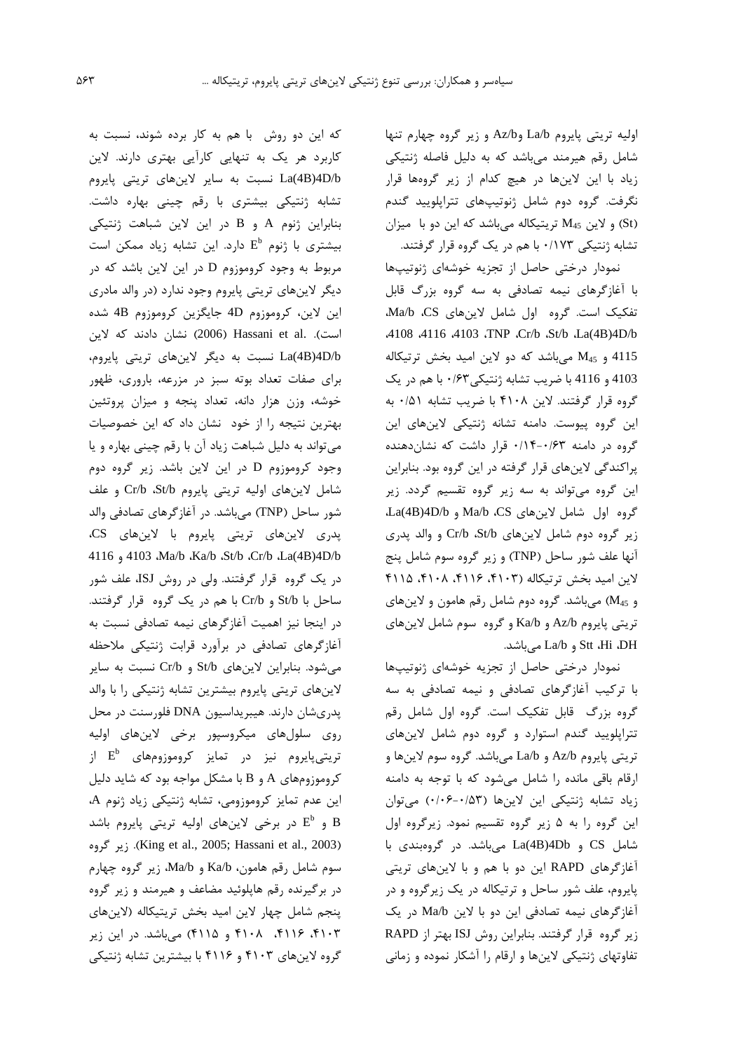اولیه تریتی پایروم La/b وAz/b و زیر گروه چهارم تنها شامل رقم هیرمند می‌باشد که به دلیل فاصله ژنتیکی زیاد با این لاین‌ها در هیچ کدام از زیر گروه‌ها قرار نگرفت. گروه دوم شامل ژنوتیپ‌های تتراپلویید گندم (St) و لاین $M_{45}$ تریتیکاله می‌باشد که این دو با میزان تشابه ژنتیکی ۰/۱۷۳ با هم در یک گروه قرار گرفتند.

نمودار درختی حاصل از تجزیه خوشه‌ای ژنوتیپ‌ها با آغازگرهای نیمه تصادفی به سه گروه بزرگ قابل تفکیک است. گروه اول شامل لاین‌های CS، Ma/b، La(4B)4D/b، St/b، Cr/b، TNP، 4103، 4116، 4108، 4115 و $M_{45}$ می‌باشد که دو لاین امید بخش تریتیکاله 4103 و 4116 با ضریب تشابه ژنتیکی ۰/۶۳ با هم در یک گروه قرار گرفتند. لاین ۴۱۰۸ با ضریب تشابه ۰/۵۱ به این گروه پیوست. دامنه تشانه ژنتیکی لاین‌های این گروه در دامنه ۰/۶۳-۰/۱۴ قرار داشت که نشان‌دهنده پراکندگی لاین‌های قرار گرفته در این گروه بود. بنابراین این گروه می‌تواند به سه زیر گروه تقسیم گردد. زیر گروه اول شامل لاین‌های CS، Ma/b و La(4B)4D/b، زیر گروه دوم شامل لاین‌های St/b، Cr/b و والد پدری آنها علف شور ساحل (TNP) و زیر گروه سوم شامل پنج لاین امید بخش تریتیکاله (۴۱۰۳، ۴۱۱۶، ۴۱۰۸، ۴۱۱۵ و $M_{45}$) می‌باشد. گروه دوم شامل رقم هامون و لاین‌های تریتی پایروم Az/b و Ka/b و گروه سوم شامل لاین‌های DH، Hi، Stt و La/b می‌باشد.

نمودار درختی حاصل از تجزیه خوشه‌ای ژنوتیپ‌ها با ترکیب آغازگرهای تصادفی و نیمه تصادفی به سه گروه بزرگ قابل تفکیک است. گروه اول شامل رقم تتراپلویید گندم استوارد و گروه دوم شامل لاین‌های تریتی پایروم Az/b و La/b می‌باشد. گروه سوم لاین‌ها و ارقام باقی مانده را شامل می‌شود که با توجه به دامنه زیاد تشابه ژنتیکی این لاین‌ها (۰/۵۳-۰/۰۶) می‌توان این گروه را به ۵ زیر گروه تقسیم نمود. زیرگروه اول شامل CS و La(4B)4Db می‌باشد. در گروه‌بندی با آغازگرهای RAPD این دو با هم و با لاین‌های تریتی پایروم، علف شور ساحل و تریتیکاله در یک زیرگروه و در آغازگرهای نیمه تصادفی این دو با لاین Ma/b در یک زیر گروه قرار گرفتند. بنابراین روش ISJ بهتر از RAPD تفاوتهای ژنتیکی لاین‌ها و ارقام را آشکار نموده و زمانی که این دو روش با هم به کار برده شوند، نسبت به کاربرد هر یک به تنهایی کارآیی بهتری دارند. لاین La(4B)4D/b نسبت به سایر لاین‌های تریتی پایروم تشابه ژنتیکی بیشتری با رقم چینی بهاره داشت. بنابراین ژنوم A و B در این لاین شباهت ژنتیکی بیشتری با ژنوم $E^{b}$ دارد. این تشابه زیاد ممکن است مربوط به وجود کروموزوم D در این لاین باشد که در دیگر لاین‌های تریتی پایروم وجود ندارد (در والد مادری این لاین، کروموزوم 4D جایگزین کروموزوم 4B شده است). Hassani et al. (2006) نشان دادند که لاین La(4B)4D/b نسبت به دیگر لاین‌های تریتی پایروم، برای صفات تعداد بوته سبز در مزرعه، باروری، ظهور خوشه، وزن هزار دانه، تعداد پنجه و میزان پروتئین بهترین نتیجه را از خود نشان داد که این خصوصیات می‌تواند به دلیل شباهت زیاد آن با رقم چینی بهاره و یا وجود کروموزوم D در این لاین باشد. زیر گروه دوم شامل لاین‌های اولیه تریتی پایروم St/b، Cr/b و علف شور ساحل (TNP) می‌باشد. در آغازگرهای تصادفی والد پدری لاین‌های تریتی پایروم با لاین‌های CS، La(4B)4D/b، Cr/b، St/b، Ka/b، Ma/b، 4103 و 4116 در یک گروه قرار گرفتند. ولی در روش ISJ، علف شور ساحل با St/b و Cr/b با هم در یک گروه قرار گرفتند. در اینجا نیز اهمیت آغازگرهای نیمه تصادفی نسبت به آغازگرهای تصادفی در برآورد قرابت ژنتیکی ملاحظه می‌شود. بنابراین لاین‌های St/b و Cr/b نسبت به سایر لاین‌های تریتی پایروم بیشترین تشابه ژنتیکی را با والد پدری‌شان دارند. هیبریداسیون DNA فلورسنت در محل روی سلول‌های میکروسپور برخی لاین‌های اولیه تریتی‌پایروم نیز در تمایز کروموزوم‌های $E^{b}$ از کروموزوم‌های A و B با مشکل مواجه بود که شاید دلیل این عدم تمایز کروموزومی، تشابه ژنتیکی زیاد ژنوم A، B و $E^{b}$ در برخی لاین‌های اولیه تریتی پایروم باشد (King et al., 2005; Hassani et al., 2003). زیر گروه سوم شامل رقم هامون، Ka/b و Ma/b، زیر گروه چهارم در برگیرنده رقم هاپلوئید مضاعف و هیرمند و زیر گروه پنجم شامل چهار لاین امید بخش تریتیکاله (لاین‌های ۴۱۰۳، ۴۱۱۶، ۴۱۰۸ و ۴۱۱۵) می‌باشد. در این زیر گروه لاین‌های ۴۱۰۳ و ۴۱۱۶ با بیشترین تشابه ژنتیکی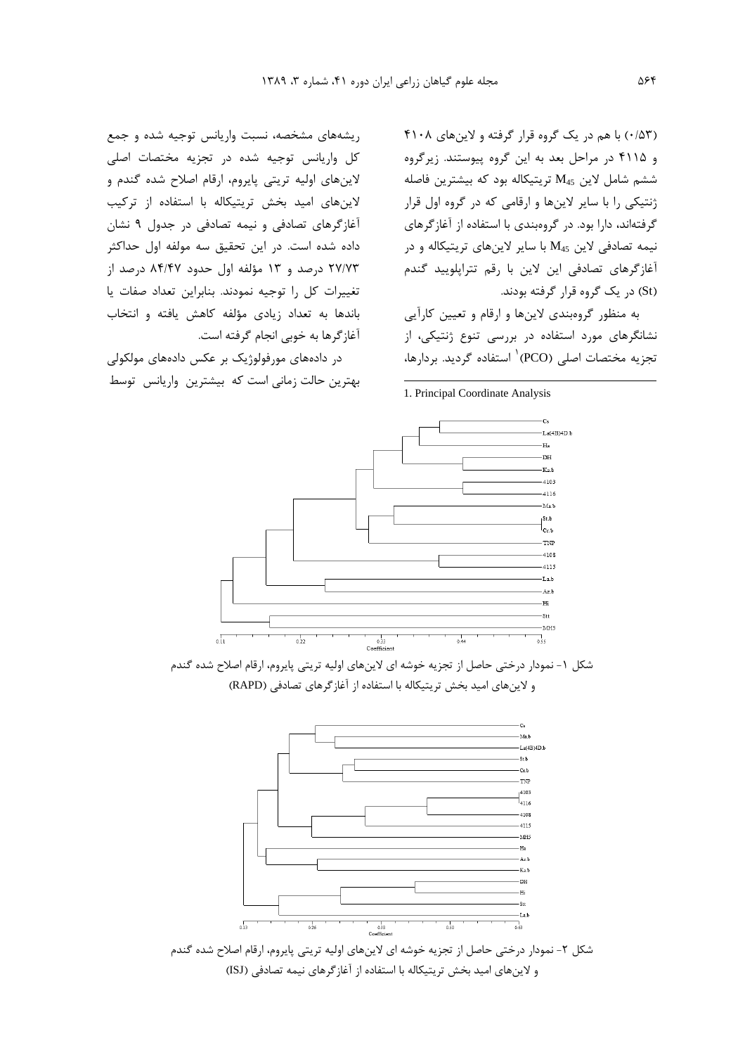(۰/۵۳) با هم در یک گروه قرار گرفته و لاین‌های ۴۱۰۸ و ۴۱۱۵ در مراحل بعد به این گروه پیوستند. زیرگروه ششم شامل لاین $M_{45}$ تریتیکاله بود که بیشترین فاصله ژنتیکی را با سایر لاین‌ها و ارقامی که در گروه اول قرار گرفته‌اند، دارا بود. در گروه‌بندی با استفاده از آغازگرهای نیمه تصادفی لاین $M_{45}$ با سایر لاین‌های تریتیکاله و در آغازگرهای تصادفی این لاین با رقم تتراپلویید گندم (St) در یک گروه قرار گرفته بودند.

به منظور گروه‌بندی لاین‌ها و ارقام و تعیین کارآیی نشانگرهای مورد استفاده در بررسی تنوع ژنتیکی، از تجزیه مختصات اصلی (PCO)[1] استفاده گردید. بردارها، ریشه‌های مشخصه، نسبت واریانس توجیه شده و جمع کل واریانس توجیه شده در تجزیه مختصات اصلی لاین‌های اولیه تریتی پایروم، ارقام اصلاح شده گندم و لاین‌های امید بخش تریتیکاله با استفاده از ترکیب آغازگرهای تصادفی و نیمه تصادفی در جدول ۹ نشان داده شده است. در این تحقیق سه مولفه اول حداکثر ۲۷/۷۳ درصد و ۱۳ مؤلفه اول حدود ۸۴/۴۷ درصد از تغییرات کل را توجیه نمودند. بنابراین تعداد صفات یا باندها به تعداد زیادی مؤلفه کاهش یافته و انتخاب آغازگرها به خوبی انجام گرفته است.

در داده‌های مورفولوژیک بر عکس داده‌های مولکولی بهترین حالت زمانی است که بیشترین واریانس توسط

1. Principal Coordinate Analysis

شکل ۱- نمودار درختی حاصل از تجزیه خوشه ای لاین‌های اولیه تریتی پایروم، ارقام اصلاح شده گندم و لاین‌های امید بخش تریتیکاله با استفاده از آغازگرهای تصادفی (RAPD)

شکل ۲- نمودار درختی حاصل از تجزیه خوشه ای لاین‌های اولیه تریتی پایروم، ارقام اصلاح شده گندم و لاین‌های امید بخش تریتیکاله با استفاده از آغازگرهای نیمه تصادفی (ISJ)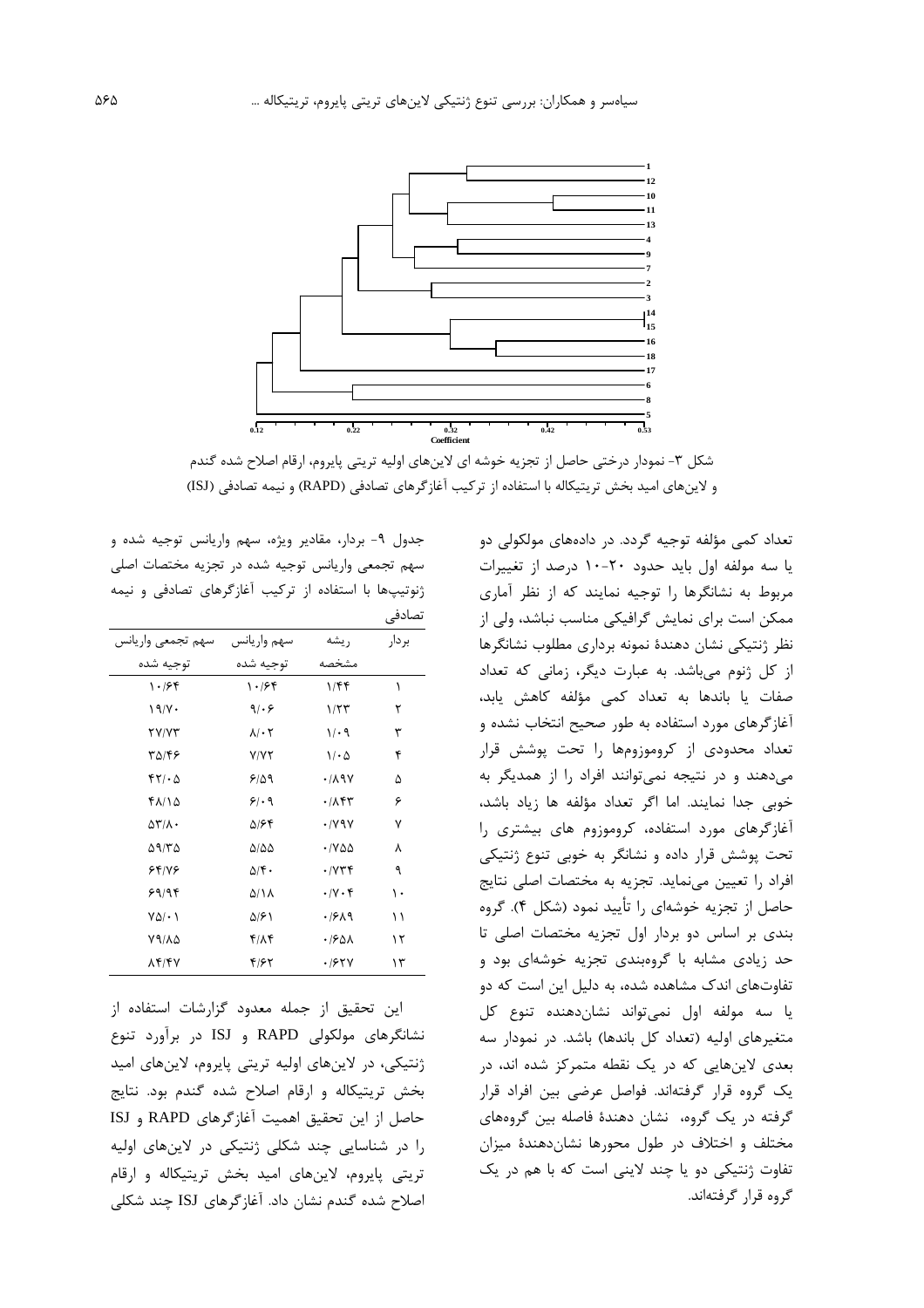شکل ۳- نمودار درختی حاصل از تجزیه خوشه ای لاین‌های اولیه تریتی پایروم، ارقام اصلاح شده گندم و لاین‌های امید بخش تریتیکاله با استفاده از ترکیب آغازگرهای تصادفی (RAPD) و نیمه تصادفی (ISJ)

تعداد کمی مؤلفه توجیه گردد. در داده‌های مولکولی دو یا سه مولفه اول باید حدود ۲۰-۱۰ درصد از تغییرات مربوط به نشانگرها را توجیه نمایند که از نظر آماری ممکن است برای نمایش گرافیکی مناسب نباشد، ولی از نظر ژنتیکی نشان دهندهٔ نمونه برداری مطلوب نشانگرها از کل ژنوم می‌باشد. به عبارت دیگر، زمانی که تعداد صفات یا باندها به تعداد کمی مؤلفه کاهش یابد، آغازگرهای مورد استفاده به طور صحیح انتخاب نشده و تعداد محدودی از کروموزوم‌ها را تحت پوشش قرار می‌دهند و در نتیجه نمی‌توانند افراد را از همدیگر به خوبی جدا نمایند. اما اگر تعداد مؤلفه ها زیاد باشد، آغازگرهای مورد استفاده، کروموزوم های بیشتری را تحت پوشش قرار داده و نشانگر به خوبی تنوع ژنتیکی افراد را تعیین می‌نماید. تجزیه به مختصات اصلی نتایج حاصل از تجزیه خوشه‌ای را تأیید نمود (شکل ۴). گروه بندی بر اساس دو بردار اول تجزیه مختصات اصلی تا حد زیادی مشابه با گروه‌بندی تجزیه خوشه‌ای بود و تفاوت‌های اندک مشاهده شده، به دلیل این است که دو یا سه مولفه اول نمی‌تواند نشان‌دهنده تنوع کل متغیرهای اولیه (تعداد کل باندها) باشد. در نمودار سه بعدی لاین‌هایی که در یک نقطه متمرکز شده اند، در یک گروه قرار گرفته‌اند. فواصل عرضی بین افراد قرار گرفته در یک گروه، نشان دهندهٔ فاصله بین گروه‌های مختلف و اختلاف در طول محورها نشان‌دهندهٔ میزان تفاوت ژنتیکی دو یا چند لاینی است که با هم در یک گروه قرار گرفته‌اند.

جدول ۹- بردار، مقادیر ویژه، سهم واریانس توجیه شده و سهم تجمعی واریانس توجیه شده در تجزیه مختصات اصلی ژنوتیپ‌ها با استفاده از ترکیب آغازگرهای تصادفی و نیمه تصادفی

| بردار | ریشه مشخصه | سهم واریانس توجیه شده | سهم تجمعی واریانس توجیه شده |
|---|---|---|---|
| ۱ | ۱/۴۴ | ۱۰/۶۴ | ۱۰/۶۴ |
| ۲ | ۱/۲۳ | ۹/۰۶ | ۱۹/۷۰ |
| ۳ | ۱/۰۹ | ۸/۰۲ | ۲۷/۷۳ |
| ۴ | ۱/۰۵ | ۷/۷۲ | ۳۵/۴۶ |
| ۵ | ۰/۸۹۷ | ۶/۵۹ | ۴۲/۰۵ |
| ۶ | ۰/۸۴۳ | ۶/۰۹ | ۴۸/۱۵ |
| ۷ | ۰/۷۹۷ | ۵/۶۴ | ۵۳/۸۰ |
| ۸ | ۰/۷۵۵ | ۵/۵۵ | ۵۹/۳۵ |
| ۹ | ۰/۷۳۴ | ۵/۴۰ | ۶۴/۷۶ |
| ۱۰ | ۰/۷۰۴ | ۵/۱۸ | ۶۹/۹۴ |
| ۱۱ | ۰/۶۸۹ | ۵/۶۱ | ۷۵/۰۱ |
| ۱۲ | ۰/۶۵۸ | ۴/۸۴ | ۷۹/۸۵ |
| ۱۳ | ۰/۶۲۷ | ۴/۶۲ | ۸۴/۴۷ |

این تحقیق از جمله معدود گزارشات استفاده از نشانگرهای مولکولی RAPD و ISJ در برآورد تنوع ژنتیکی، در لاین‌های اولیه تریتی پایروم، لاین‌های امید بخش تریتیکاله و ارقام اصلاح شده گندم بود. نتایج حاصل از این تحقیق اهمیت آغازگرهای RAPD و ISJ را در شناسایی چند شکلی ژنتیکی در لاین‌های اولیه تریتی پایروم، لاین‌های امید بخش تریتیکاله و ارقام اصلاح شده گندم نشان داد. آغازگرهای ISJ چند شکلی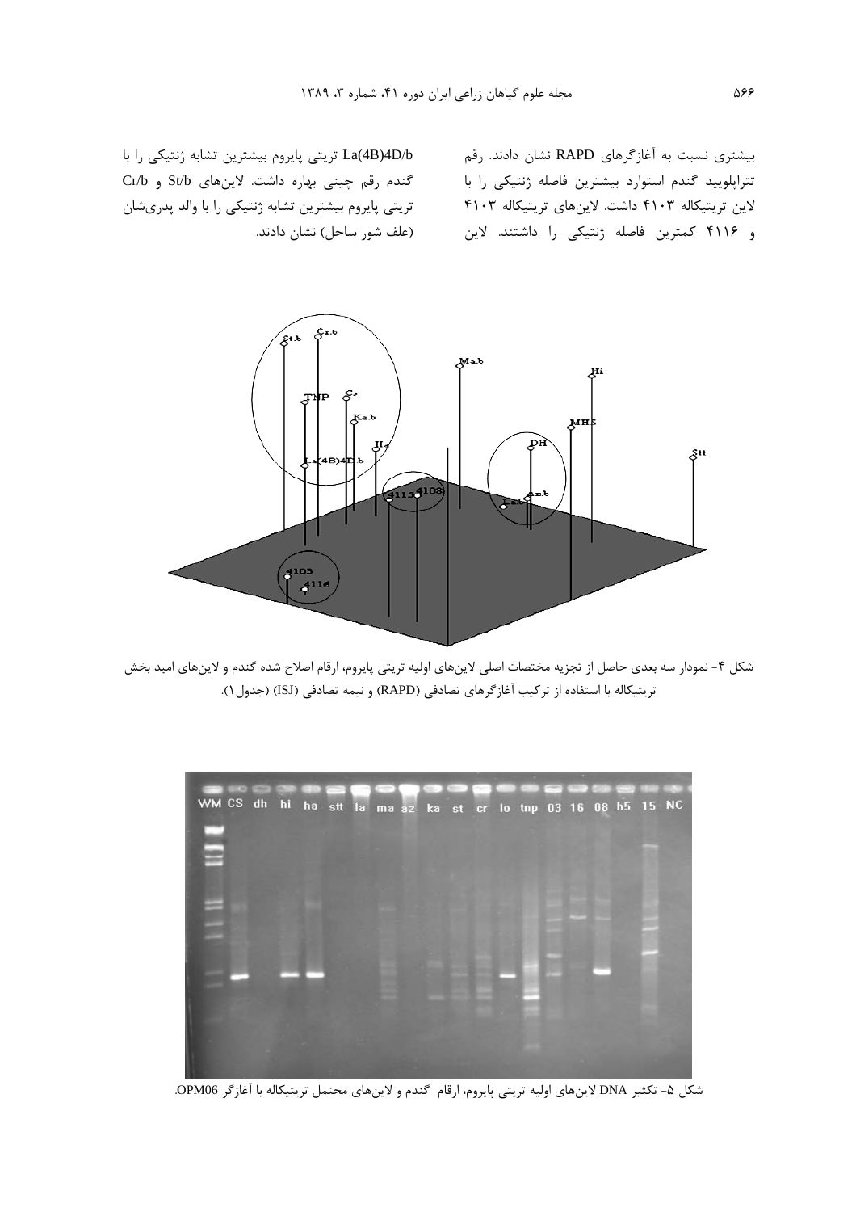بیشتری نسبت به آغازگرهای RAPD نشان دادند. رقم تتراپلویید گندم استوارد بیشترین فاصله ژنتیکی را با لاین تریتیکاله ۴۱۰۳ داشت. لاین‌های تریتیکاله ۴۱۰۳ و ۴۱۱۶ کمترین فاصله ژنتیکی را داشتند. لاین La(4B)4D/b تریتی پایروم بیشترین تشابه ژنتیکی را با گندم رقم چینی بهاره داشت. لاین‌های St/b و Cr/b تریتی پایروم بیشترین تشابه ژنتیکی را با والد پدری‌شان (علف شور ساحل) نشان دادند.

شکل ۴- نمودار سه بعدی حاصل از تجزیه مختصات اصلی لاین‌های اولیه تریتی پایروم، ارقام اصلاح شده گندم و لاین‌های امید بخش تریتیکاله با استفاده از ترکیب آغازگرهای تصادفی (RAPD) و نیمه تصادفی (ISJ) (جدول ۱).

شکل ۵- تکثیر DNA لاین‌های اولیه تریتی پایروم، ارقام گندم و لاین‌های محتمل تریتیکاله با آغازگر OPM06.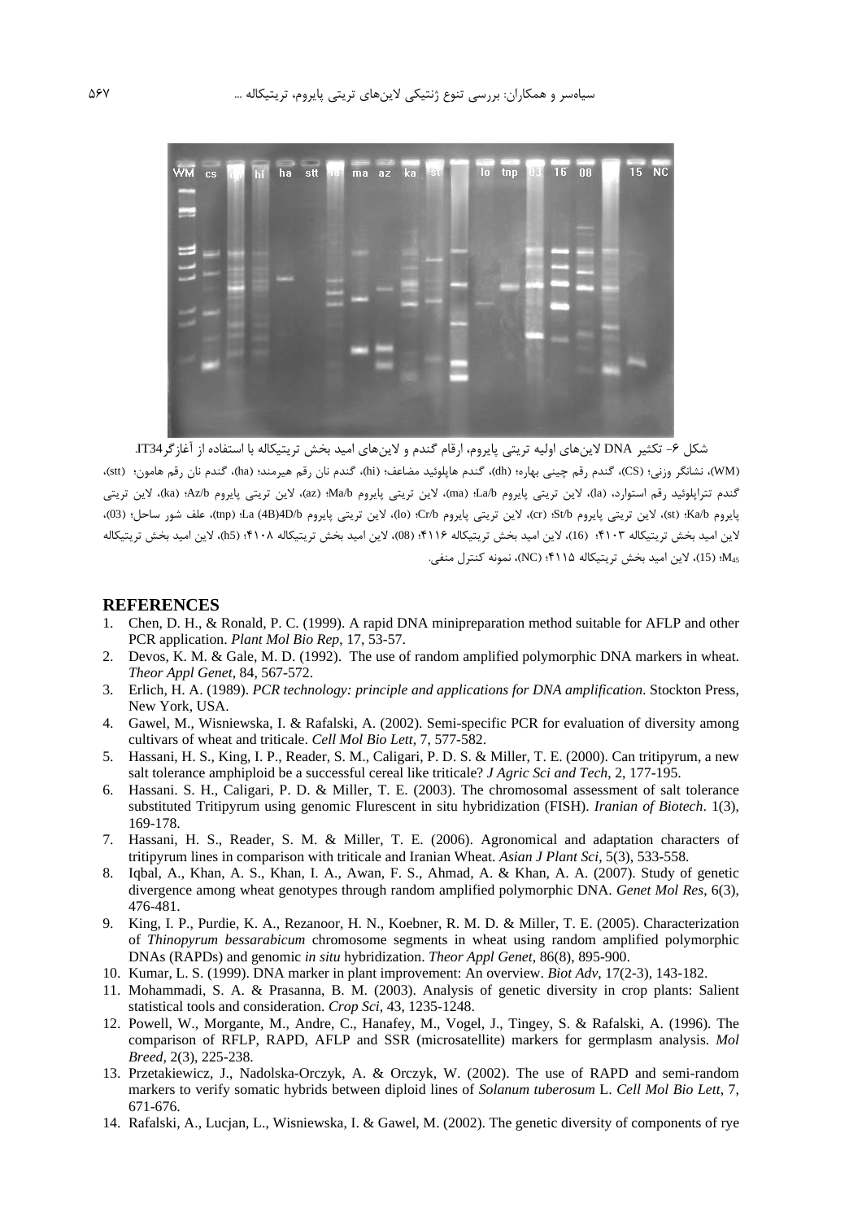شکل ۶- تکثیر DNA لاین‌های اولیه تریتی پایروم، ارقام گندم و لاین‌های امید بخش تریتیکاله با استفاده از آغازگرIT34.
(WM)، نشانگر وزنی؛ (CS)، گندم رقم چینی بهاره؛ (dh)، گندم هاپلوئید مضاعف؛ (hi)، گندم نان رقم هیرمند؛ (ha)، گندم نان رقم هامون؛ (stt)، گندم تتراپلوئید رقم استوارد، (la)، لاین تریتی پایروم La/b؛ (ma)، لاین تریتی پایروم Ma/b؛ (az)، لاین تریتی پایروم Az/b؛ (ka)، لاین تریتی پایروم Ka/b؛ (st)، لاین تریتی پایروم St/b؛ (cr)، لاین تریتی پایروم Cr/b؛ (lo)، لاین تریتی پایروم La (4B)4D/b؛ (tnp)، علف شور ساحل؛ (03)، لاین امید بخش تریتیکاله ۴۱۰۳؛ (16)، لاین امید بخش تریتیکاله ۴۱۱۶؛ (08)، لاین امید بخش تریتیکاله ۴۱۰۸؛ (h5)، لاین امید بخش تریتیکاله $M_{45}$؛ (15)، لاین امید بخش تریتیکاله ۴۱۱۵؛ (NC)، نمونه کنترل منفی.

## REFERENCES

1. Chen, D. H., & Ronald, P. C. (1999). A rapid DNA minipreparation method suitable for AFLP and other PCR application. *Plant Mol Bio Rep*, 17, 53-57.
2. Devos, K. M. & Gale, M. D. (1992). The use of random amplified polymorphic DNA markers in wheat. *Theor Appl Genet*, 84, 567-572.
3. Erlich, H. A. (1989). *PCR technology: principle and applications for DNA amplification*. Stockton Press, New York, USA.
4. Gawel, M., Wisniewska, I. & Rafalski, A. (2002). Semi-specific PCR for evaluation of diversity among cultivars of wheat and triticale. *Cell Mol Bio Lett*, 7, 577-582.
5. Hassani, H. S., King, I. P., Reader, S. M., Caligari, P. D. S. & Miller, T. E. (2000). Can tritipyrum, a new salt tolerance amphiploid be a successful cereal like triticale? *J Agric Sci and Tech*, 2, 177-195.
6. Hassani. S. H., Caligari, P. D. & Miller, T. E. (2003). The chromosomal assessment of salt tolerance substituted Tritipyrum using genomic Flurescent in situ hybridization (FISH). *Iranian of Biotech*. 1(3), 169-178.
7. Hassani, H. S., Reader, S. M. & Miller, T. E. (2006). Agronomical and adaptation characters of tritipyrum lines in comparison with triticale and Iranian Wheat. *Asian J Plant Sci*, 5(3), 533-558.
8. Iqbal, A., Khan, A. S., Khan, I. A., Awan, F. S., Ahmad, A. & Khan, A. A. (2007). Study of genetic divergence among wheat genotypes through random amplified polymorphic DNA. *Genet Mol Res*, 6(3), 476-481.
9. King, I. P., Purdie, K. A., Rezanoor, H. N., Koebner, R. M. D. & Miller, T. E. (2005). Characterization of *Thinopyrum bessarabicum* chromosome segments in wheat using random amplified polymorphic DNAs (RAPDs) and genomic *in situ* hybridization. *Theor Appl Genet*, 86(8), 895-900.
10. Kumar, L. S. (1999). DNA marker in plant improvement: An overview. *Biot Adv*, 17(2-3), 143-182.
11. Mohammadi, S. A. & Prasanna, B. M. (2003). Analysis of genetic diversity in crop plants: Salient statistical tools and consideration. *Crop Sci*, 43, 1235-1248.
12. Powell, W., Morgante, M., Andre, C., Hanafey, M., Vogel, J., Tingey, S. & Rafalski, A. (1996). The comparison of RFLP, RAPD, AFLP and SSR (microsatellite) markers for germplasm analysis. *Mol Breed*, 2(3), 225-238.
13. Przetakiewicz, J., Nadolska-Orczyk, A. & Orczyk, W. (2002). The use of RAPD and semi-random markers to verify somatic hybrids between diploid lines of *Solanum tuberosum* L. *Cell Mol Bio Lett*, 7, 671-676.
14. Rafalski, A., Lucjan, L., Wisniewska, I. & Gawel, M. (2002). The genetic diversity of components of rye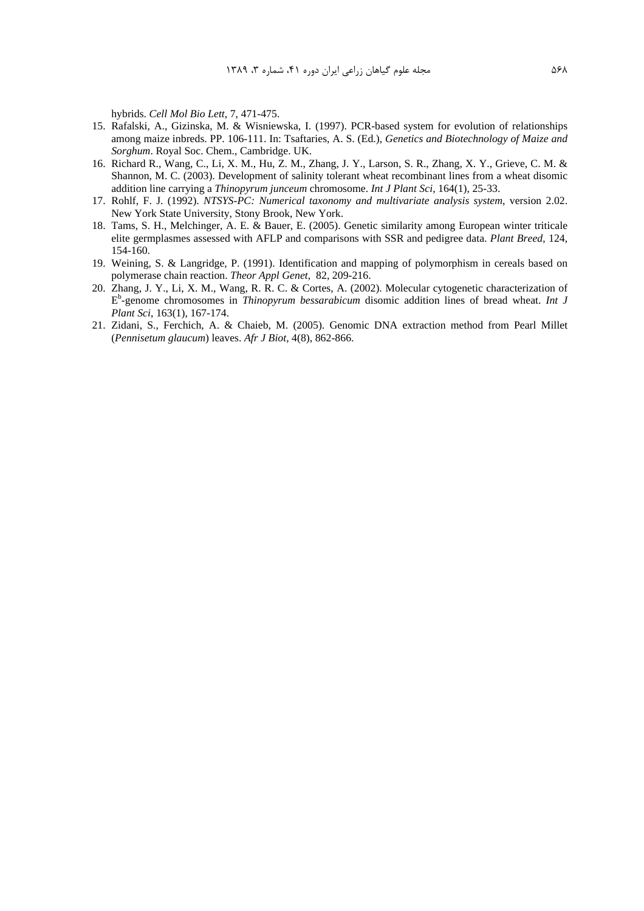hybrids. *Cell Mol Bio Lett*, 7, 471-475.

15. Rafalski, A., Gizinska, M. & Wisniewska, I. (1997). PCR-based system for evolution of relationships among maize inbreds. PP. 106-111. In: Tsaftaries, A. S. (Ed.), *Genetics and Biotechnology of Maize and Sorghum*. Royal Soc. Chem., Cambridge. UK.
16. Richard R., Wang, C., Li, X. M., Hu, Z. M., Zhang, J. Y., Larson, S. R., Zhang, X. Y., Grieve, C. M. & Shannon, M. C. (2003). Development of salinity tolerant wheat recombinant lines from a wheat disomic addition line carrying a *Thinopyrum junceum* chromosome. *Int J Plant Sci*, 164(1), 25-33.
17. Rohlf, F. J. (1992). *NTSYS-PC: Numerical taxonomy and multivariate analysis system*, version 2.02. New York State University, Stony Brook, New York.
18. Tams, S. H., Melchinger, A. E. & Bauer, E. (2005). Genetic similarity among European winter triticale elite germplasmes assessed with AFLP and comparisons with SSR and pedigree data. *Plant Breed*, 124, 154-160.
19. Weining, S. & Langridge, P. (1991). Identification and mapping of polymorphism in cereals based on polymerase chain reaction. *Theor Appl Genet*, 82, 209-216.
20. Zhang, J. Y., Li, X. M., Wang, R. R. C. & Cortes, A. (2002). Molecular cytogenetic characterization of $E^b$-genome chromosomes in *Thinopyrum bessarabicum* disomic addition lines of bread wheat. *Int J Plant Sci*, 163(1), 167-174.
21. Zidani, S., Ferchich, A. & Chaieb, M. (2005). Genomic DNA extraction method from Pearl Millet (*Pennisetum glaucum*) leaves. *Afr J Biot*, 4(8), 862-866.